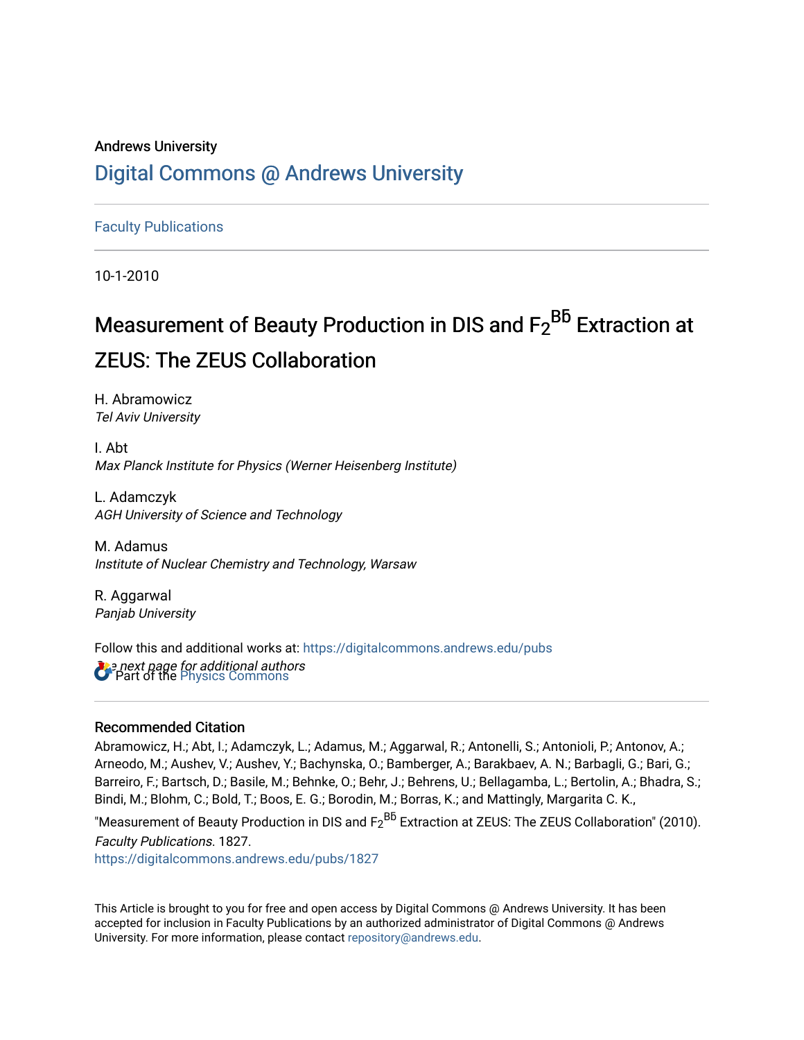Andrews University

# Digital Commons @ Andrews University

Faculty Publications

10-1-2010

## Measurement of Beauty Production in DIS and $F_2^{BБ}$ Extraction at ZEUS: The ZEUS Collaboration

H. Abramowicz
*Tel Aviv University*

I. Abt
*Max Planck Institute for Physics (Werner Heisenberg Institute)*

L. Adamczyk
*AGH University of Science and Technology*

M. Adamus
*Institute of Nuclear Chemistry and Technology, Warsaw*

R. Aggarwal
*Panjab University*

*See next page for additional authors*

Follow this and additional works at: https://digitalcommons.andrews.edu/pubs

Part of the Physics Commons

### Recommended Citation

Abramowicz, H.; Abt, I.; Adamczyk, L.; Adamus, M.; Aggarwal, R.; Antonelli, S.; Antonioli, P.; Antonov, A.; Arneodo, M.; Aushev, V.; Aushev, Y.; Bachynska, O.; Bamberger, A.; Barakbaev, A. N.; Barbagli, G.; Bari, G.; Barreiro, F.; Bartsch, D.; Basile, M.; Behnke, O.; Behr, J.; Behrens, U.; Bellagamba, L.; Bertolin, A.; Bhadra, S.; Bindi, M.; Blohm, C.; Bold, T.; Boos, E. G.; Borodin, M.; Borras, K.; and Mattingly, Margarita C. K., "Measurement of Beauty Production in DIS and $F_2^{BБ}$ Extraction at ZEUS: The ZEUS Collaboration" (2010). *Faculty Publications*. 1827.
https://digitalcommons.andrews.edu/pubs/1827

This Article is brought to you for free and open access by Digital Commons @ Andrews University. It has been accepted for inclusion in Faculty Publications by an authorized administrator of Digital Commons @ Andrews University. For more information, please contact repository@andrews.edu.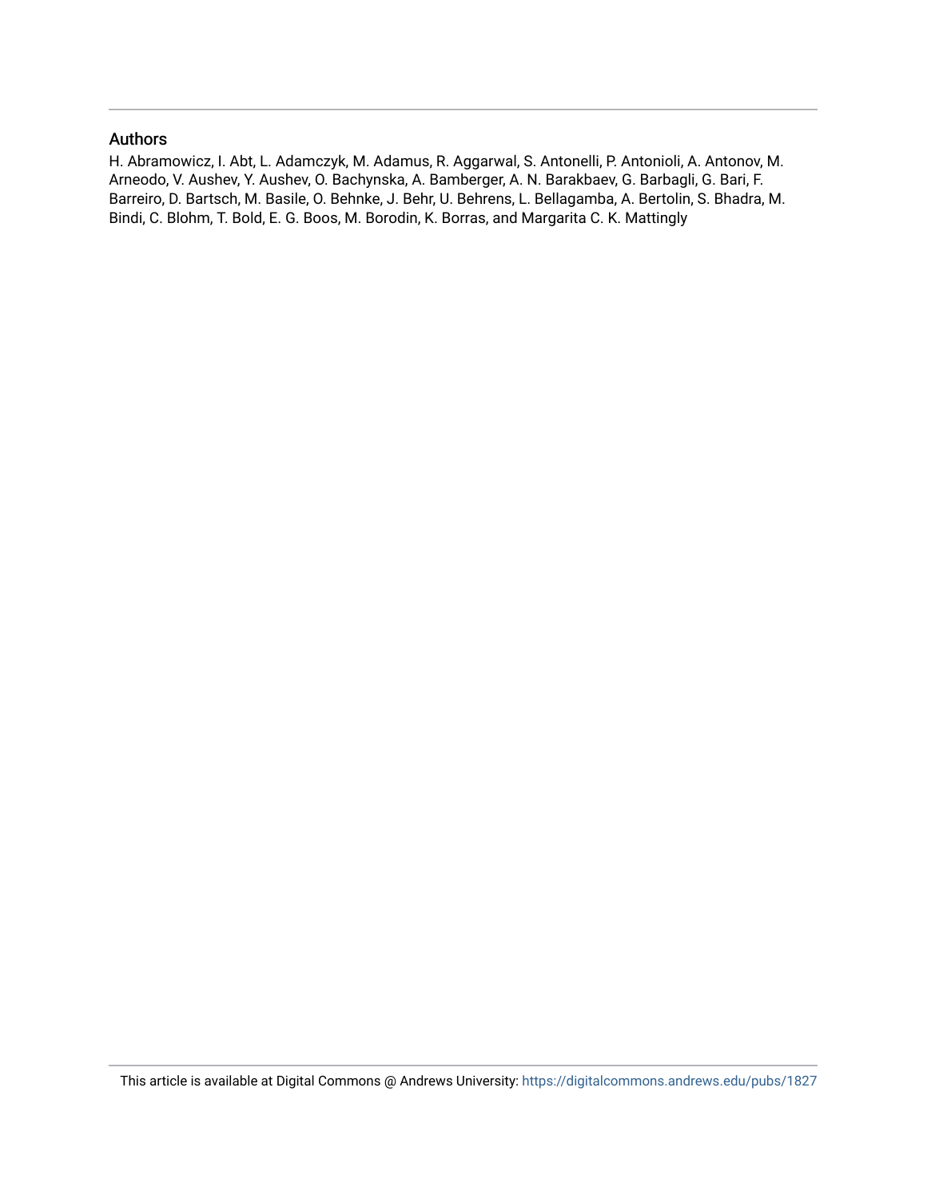## Authors

H. Abramowicz, I. Abt, L. Adamczyk, M. Adamus, R. Aggarwal, S. Antonelli, P. Antonioli, A. Antonov, M. Arneodo, V. Aushev, Y. Aushev, O. Bachynska, A. Bamberger, A. N. Barakbaev, G. Barbagli, G. Bari, F. Barreiro, D. Bartsch, M. Basile, O. Behnke, J. Behr, U. Behrens, L. Bellagamba, A. Bertolin, S. Bhadra, M. Bindi, C. Blohm, T. Bold, E. G. Boos, M. Borodin, K. Borras, and Margarita C. K. Mattingly

This article is available at Digital Commons @ Andrews University: https://digitalcommons.andrews.edu/pubs/1827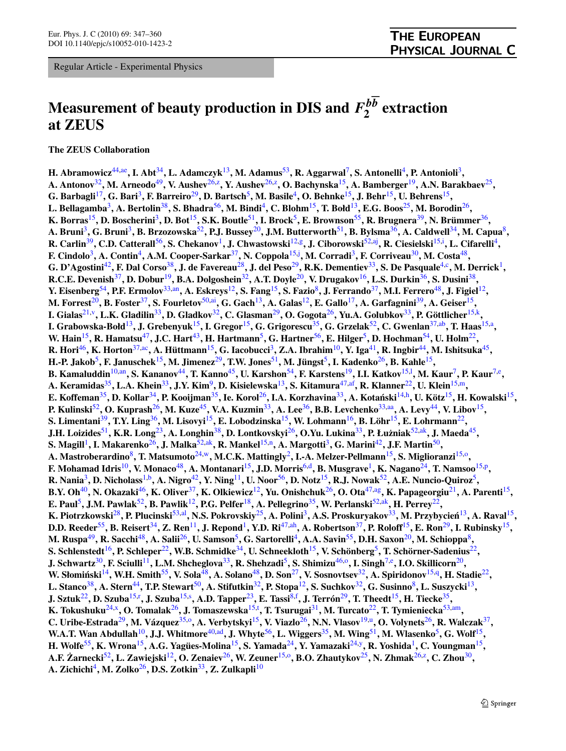Regular Article - Experimental Physics

# Measurement of beauty production in DIS and $F_2^{b\bar{b}}$ extraction at ZEUS

**The ZEUS Collaboration**

**H. Abramowicz**[44,ae], **I. Abt**[34], **L. Adamczyk**[13], **M. Adamus**[53], **R. Aggarwal**[7], **S. Antonelli**[4], **P. Antonioli**[3], **A. Antonov**[32], **M. Arneodo**[49], **V. Aushev**[26,z], **Y. Aushev**[26,z], **O. Bachynska**[15], **A. Bamberger**[19], **A.N. Barakbaev**[25], **G. Barbagli**[17], **G. Bari**[3], **F. Barreiro**[29], **D. Bartsch**[5], **M. Basile**[4], **O. Behnke**[15], **J. Behr**[15], **U. Behrens**[15], **L. Bellagamba**[3], **A. Bertolin**[38], **S. Bhadra**[56], **M. Bindi**[4], **C. Blohm**[15], **T. Bołd**[13], **E.G. Boos**[25], **M. Borodin**[26], **K. Borras**[15], **D. Boscherini**[3], **D. Bot**[15], **S.K. Boutle**[51], **I. Brock**[5], **E. Brownson**[55], **R. Brugnera**[39], **N. Brümmer**[36], **A. Bruni**[3], **G. Bruni**[3], **B. Brzozowska**[52], **P.J. Bussey**[20], **J.M. Butterworth**[51], **B. Bylsma**[36], **A. Caldwell**[34], **M. Capua**[8], **R. Carlin**[39], **C.D. Catterall**[56], **S. Chekanov**[1], **J. Chwastowski**[12,g], **J. Ciborowski**[52,aj], **R. Ciesielski**[15,i], **L. Cifarelli**[4], **F. Cindolo**[3], **A. Contin**[4], **A.M. Cooper-Sarkar**[37], **N. Coppola**[15,j], **M. Corradi**[3], **F. Corriveau**[30], **M. Costa**[48], **G. D'Agostini**[42], **F. Dal Corso**[38], **J. de Favereau**[28], **J. del Peso**[29], **R.K. Dementiev**[33], **S. De Pasquale**[4,c], **M. Derrick**[1], **R.C.E. Devenish**[37], **D. Dobur**[19], **B.A. Dolgoshein**[32], **A.T. Doyle**[20], **V. Drugakov**[16], **L.S. Durkin**[36], **S. Dusini**[38], **Y. Eisenberg**[54], **P.F. Ermolov**[33,an], **A. Eskreys**[12], **S. Fang**[15], **S. Fazio**[8], **J. Ferrando**[37], **M.I. Ferrero**[48], **J. Figiel**[12], **M. Forrest**[20], **B. Foster**[37], **S. Fourletov**[50,ai], **G. Gach**[13], **A. Galas**[12], **E. Gallo**[17], **A. Garfagnini**[39], **A. Geiser**[15], **I. Gialas**[21,v], **L.K. Gladilin**[33], **D. Gladkov**[32], **C. Glasman**[29], **O. Gogota**[26], **Yu.A. Golubkov**[33], **P. Göttlicher**[15,k], **I. Grabowska-Bołd**[13], **J. Grebenyuk**[15], **I. Gregor**[15], **G. Grigorescu**[35], **G. Grzelak**[52], **C. Gwenlan**[37,ab], **T. Haas**[15,a], **W. Hain**[15], **R. Hamatsu**[47], **J.C. Hart**[43], **H. Hartmann**[5], **G. Hartner**[56], **E. Hilger**[5], **D. Hochman**[54], **U. Holm**[22], **R. Hori**[46], **K. Horton**[37,ac], **A. Hüttmann**[15], **G. Iacobucci**[3], **Z.A. Ibrahim**[10], **Y. Iga**[41], **R. Ingbir**[44], **M. Ishitsuka**[45], **H.-P. Jakob**[5], **F. Januschek**[15], **M. Jimenez**[29], **T.W. Jones**[51], **M. Jüngst**[5], **I. Kadenko**[26], **B. Kahle**[15], **B. Kamaluddin**[10,an], **S. Kananov**[44], **T. Kanno**[45], **U. Karshon**[54], **F. Karstens**[19], **I.I. Katkov**[15,l], **M. Kaur**[7], **P. Kaur**[7,e], **A. Keramidas**[35], **L.A. Khein**[33], **J.Y. Kim**[9], **D. Kisielewska**[13], **S. Kitamura**[47,af], **R. Klanner**[22], **U. Klein**[15,m], **E. Koffeman**[35], **D. Kollar**[34], **P. Kooijman**[35], **Ie. Korol**[26], **I.A. Korzhavina**[33], **A. Kotański**[14,h], **U. Kötz**[15], **H. Kowalski**[15], **P. Kulinski**[52], **O. Kuprash**[26], **M. Kuze**[45], **V.A. Kuzmin**[33], **A. Lee**[36], **B.B. Levchenko**[33,aa], **A. Levy**[44], **V. Libov**[15], **S. Limentani**[39], **T.Y. Ling**[36], **M. Lisovyi**[15], **E. Lobodzinska**[15], **W. Lohmann**[16], **B. Löhr**[15], **E. Lohrmann**[22], **J.H. Loizides**[51], **K.R. Long**[23], **A. Longhin**[38], **D. Lontkovskyi**[26], **O.Yu. Lukina**[33], **P. Łużniak**[52,ak], **J. Maeda**[45], **S. Magill**[1], **I. Makarenko**[26], **J. Malka**[52,ak], **R. Mankel**[15,n], **A. Margotti**[3], **G. Marini**[42], **J.F. Martin**[50], **A. Mastroberardino**[8], **T. Matsumoto**[24,w], **M.C.K. Mattingly**[2], **I.-A. Melzer-Pellmann**[15], **S. Miglioranzi**[15,o], **F. Mohamad Idris**[10], **V. Monaco**[48], **A. Montanari**[15], **J.D. Morris**[6,d], **B. Musgrave**[1], **K. Nagano**[24], **T. Namsoo**[15,p], **R. Nania**[3], **D. Nicholass**[1,b], **A. Nigro**[42], **Y. Ning**[11], **U. Noor**[56], **D. Notz**[15], **R.J. Nowak**[52], **A.E. Nuncio-Quiroz**[5], **B.Y. Oh**[40], **N. Okazaki**[46], **K. Oliver**[37], **K. Olkiewicz**[12], **Yu. Onishchuk**[26], **O. Ota**[47,ag], **K. Papageorgiu**[21], **A. Parenti**[15], **E. Paul**[5], **J.M. Pawlak**[52], **B. Pawlik**[12], **P.G. Pelfer**[18], **A. Pellegrino**[35], **W. Perlanski**[52,ak], **H. Perrey**[22], **K. Piotrzkowski**[28], **P. Plucinski**[53,al], **N.S. Pokrovskiy**[25], **A. Polini**[3], **A.S. Proskuryakov**[33], **M. Przybycień**[13], **A. Raval**[15], **D.D. Reeder**[55], **B. Reisert**[34], **Z. Ren**[11], **J. Repond**[1], **Y.D. Ri**[47,ah], **A. Robertson**[37], **P. Roloff**[15], **E. Ron**[29], **I. Rubinsky**[15], **M. Ruspa**[49], **R. Sacchi**[48], **A. Salii**[26], **U. Samson**[5], **G. Sartorelli**[4], **A.A. Savin**[55], **D.H. Saxon**[20], **M. Schioppa**[8], **S. Schlenstedt**[16], **P. Schleper**[22], **W.B. Schmidke**[34], **U. Schneekloth**[15], **V. Schönberg**[5], **T. Schörner-Sadenius**[22], **J. Schwartz**[30], **F. Sciulli**[11], **L.M. Shcheglova**[33], **R. Shehzadi**[5], **S. Shimizu**[46,o], **I. Singh**[7,e], **I.O. Skillicorn**[20], **W. Słomiński**[14], **W.H. Smith**[55], **V. Sola**[48], **A. Solano**[48], **D. Son**[27], **V. Sosnovtsev**[32], **A. Spiridonov**[15,q], **H. Stadie**[22], **L. Stanco**[38], **A. Stern**[44], **T.P. Stewart**[50], **A. Stifutkin**[32], **P. Stopa**[12], **S. Suchkov**[32], **G. Susinno**[8], **L. Suszycki**[13], **J. Sztuk**[22], **D. Szuba**[15,r], **J. Szuba**[15,s], **A.D. Tapper**[23], **E. Tassi**[8,f], **J. Terrón**[29], **T. Theedt**[15], **H. Tiecke**[35], **K. Tokushuku**[24,x], **O. Tomalak**[26], **J. Tomaszewska**[15,t], **T. Tsurugai**[31], **M. Turcato**[22], **T. Tymieniecka**[53,am], **C. Uribe-Estrada**[29], **M. Vázquez**[35,o], **A. Verbytskyi**[15], **V. Viazlo**[26], **N.N. Vlasov**[19,u], **O. Volynets**[26], **R. Walczak**[37], **W.A.T. Wan Abdullah**[10], **J.J. Whitmore**[40,ad], **J. Whyte**[56], **L. Wiggers**[35], **M. Wing**[51], **M. Wlasenko**[5], **G. Wolf**[15], **H. Wolfe**[55], **K. Wrona**[15], **A.G. Yagües-Molina**[15], **S. Yamada**[24], **Y. Yamazaki**[24,y], **R. Yoshida**[1], **C. Youngman**[15], **A.F. Żarnecki**[52], **L. Zawiejski**[12], **O. Zenaiev**[26], **W. Zeuner**[15,o], **B.O. Zhautykov**[25], **N. Zhmak**[26,z], **C. Zhou**[30], **A. Zichichi**[4], **M. Zolko**[26], **D.S. Zotkin**[33], **Z. Zulkapli**[10]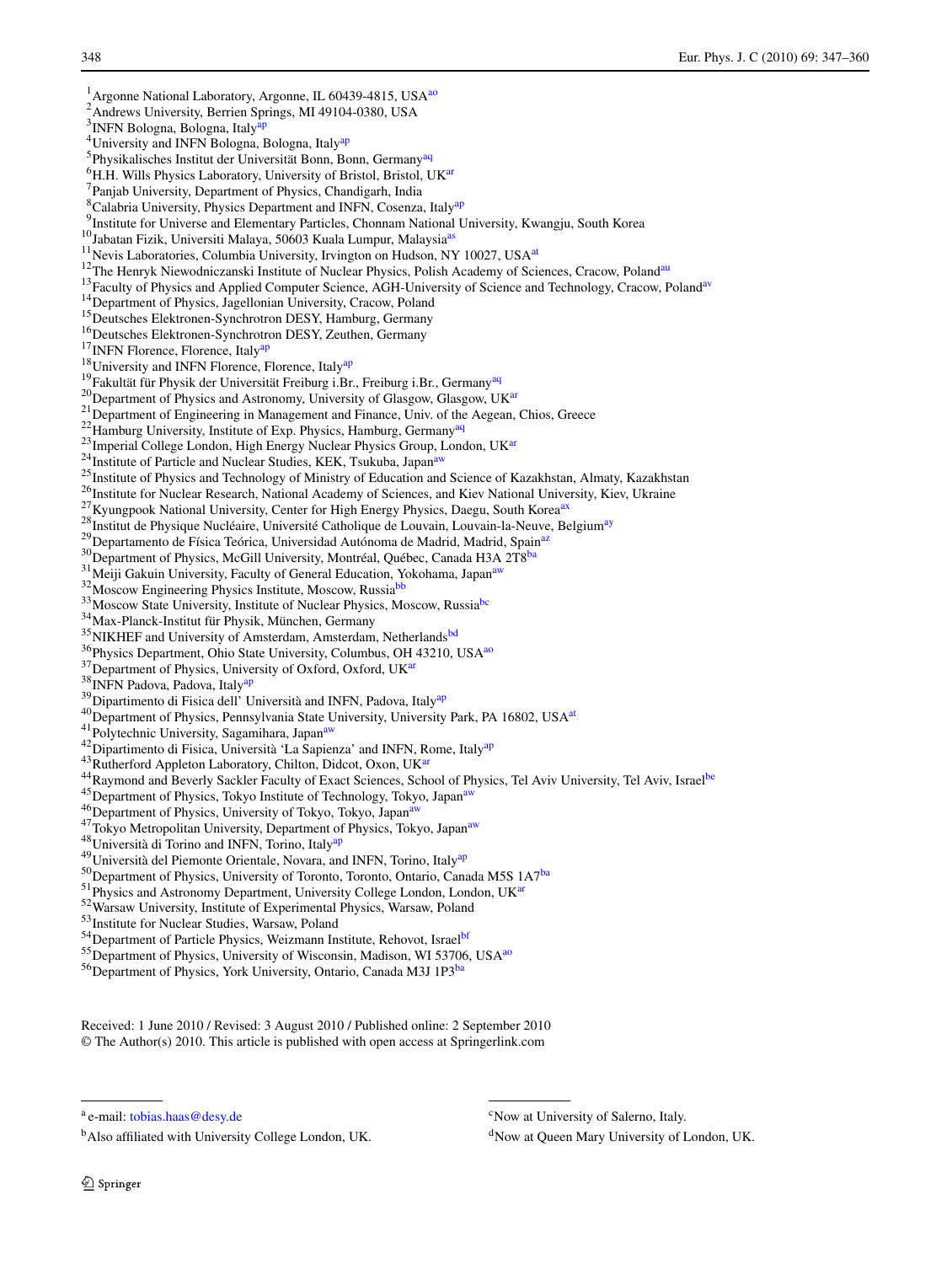[1]Argonne National Laboratory, Argonne, IL 60439-4815, USA[ao]
[2]Andrews University, Berrien Springs, MI 49104-0380, USA
[3]INFN Bologna, Bologna, Italy[ap]
[4]University and INFN Bologna, Bologna, Italy[ap]
[5]Physikalisches Institut der Universität Bonn, Bonn, Germany[aq]
[6]H.H. Wills Physics Laboratory, University of Bristol, Bristol, UK[ar]
[7]Panjab University, Department of Physics, Chandigarh, India
[8]Calabria University, Physics Department and INFN, Cosenza, Italy[ap]
[9]Institute for Universe and Elementary Particles, Chonnam National University, Kwangju, South Korea
[10]Jabatan Fizik, Universiti Malaya, 50603 Kuala Lumpur, Malaysia[as]
[11]Nevis Laboratories, Columbia University, Irvington on Hudson, NY 10027, USA[at]
[12]The Henryk Niewodniczanski Institute of Nuclear Physics, Polish Academy of Sciences, Cracow, Poland[au]
[13]Faculty of Physics and Applied Computer Science, AGH-University of Science and Technology, Cracow, Poland[av]
[14]Department of Physics, Jagellonian University, Cracow, Poland
[15]Deutsches Elektronen-Synchrotron DESY, Hamburg, Germany
[16]Deutsches Elektronen-Synchrotron DESY, Zeuthen, Germany
[17]INFN Florence, Florence, Italy[ap]
[18]University and INFN Florence, Florence, Italy[ap]
[19]Fakultät für Physik der Universität Freiburg i.Br., Freiburg i.Br., Germany[aq]
[20]Department of Physics and Astronomy, University of Glasgow, Glasgow, UK[ar]
[21]Department of Engineering in Management and Finance, Univ. of the Aegean, Chios, Greece
[22]Hamburg University, Institute of Exp. Physics, Hamburg, Germany[aq]
[23]Imperial College London, High Energy Nuclear Physics Group, London, UK[ar]
[24]Institute of Particle and Nuclear Studies, KEK, Tsukuba, Japan[aw]
[25]Institute of Physics and Technology of Ministry of Education and Science of Kazakhstan, Almaty, Kazakhstan
[26]Institute for Nuclear Research, National Academy of Sciences, and Kiev National University, Kiev, Ukraine
[27]Kyungpook National University, Center for High Energy Physics, Daegu, South Korea[ax]
[28]Institut de Physique Nucléaire, Université Catholique de Louvain, Louvain-la-Neuve, Belgium[ay]
[29]Departamento de Física Teórica, Universidad Autónoma de Madrid, Madrid, Spain[az]
[30]Department of Physics, McGill University, Montréal, Québec, Canada H3A 2T8[ba]
[31]Meiji Gakuin University, Faculty of General Education, Yokohama, Japan[aw]
[32]Moscow Engineering Physics Institute, Moscow, Russia[bb]
[33]Moscow State University, Institute of Nuclear Physics, Moscow, Russia[bc]
[34]Max-Planck-Institut für Physik, München, Germany
[35]NIKHEF and University of Amsterdam, Amsterdam, Netherlands[bd]
[36]Physics Department, Ohio State University, Columbus, OH 43210, USA[ao]
[37]Department of Physics, University of Oxford, Oxford, UK[ar]
[38]INFN Padova, Padova, Italy[ap]
[39]Dipartimento di Fisica dell' Università and INFN, Padova, Italy[ap]
[40]Department of Physics, Pennsylvania State University, University Park, PA 16802, USA[at]
[41]Polytechnic University, Sagamihara, Japan[aw]
[42]Dipartimento di Fisica, Università 'La Sapienza' and INFN, Rome, Italy[ap]
[43]Rutherford Appleton Laboratory, Chilton, Didcot, Oxon, UK[ar]
[44]Raymond and Beverly Sackler Faculty of Exact Sciences, School of Physics, Tel Aviv University, Tel Aviv, Israel[be]
[45]Department of Physics, Tokyo Institute of Technology, Tokyo, Japan[aw]
[46]Department of Physics, University of Tokyo, Tokyo, Japan[aw]
[47]Tokyo Metropolitan University, Department of Physics, Tokyo, Japan[aw]
[48]Università di Torino and INFN, Torino, Italy[ap]
[49]Università del Piemonte Orientale, Novara, and INFN, Torino, Italy[ap]
[50]Department of Physics, University of Toronto, Toronto, Ontario, Canada M5S 1A7[ba]
[51]Physics and Astronomy Department, University College London, London, UK[ar]
[52]Warsaw University, Institute of Experimental Physics, Warsaw, Poland
[53]Institute for Nuclear Studies, Warsaw, Poland
[54]Department of Particle Physics, Weizmann Institute, Rehovot, Israel[bf]
[55]Department of Physics, University of Wisconsin, Madison, WI 53706, USA[ao]
[56]Department of Physics, York University, Ontario, Canada M3J 1P3[ba]

Received: 1 June 2010 / Revised: 3 August 2010 / Published online: 2 September 2010
© The Author(s) 2010. This article is published with open access at Springerlink.com

[a] e-mail: tobias.haas@desy.de

[b]Also affiliated with University College London, UK.

[c]Now at University of Salerno, Italy.

[d]Now at Queen Mary University of London, UK.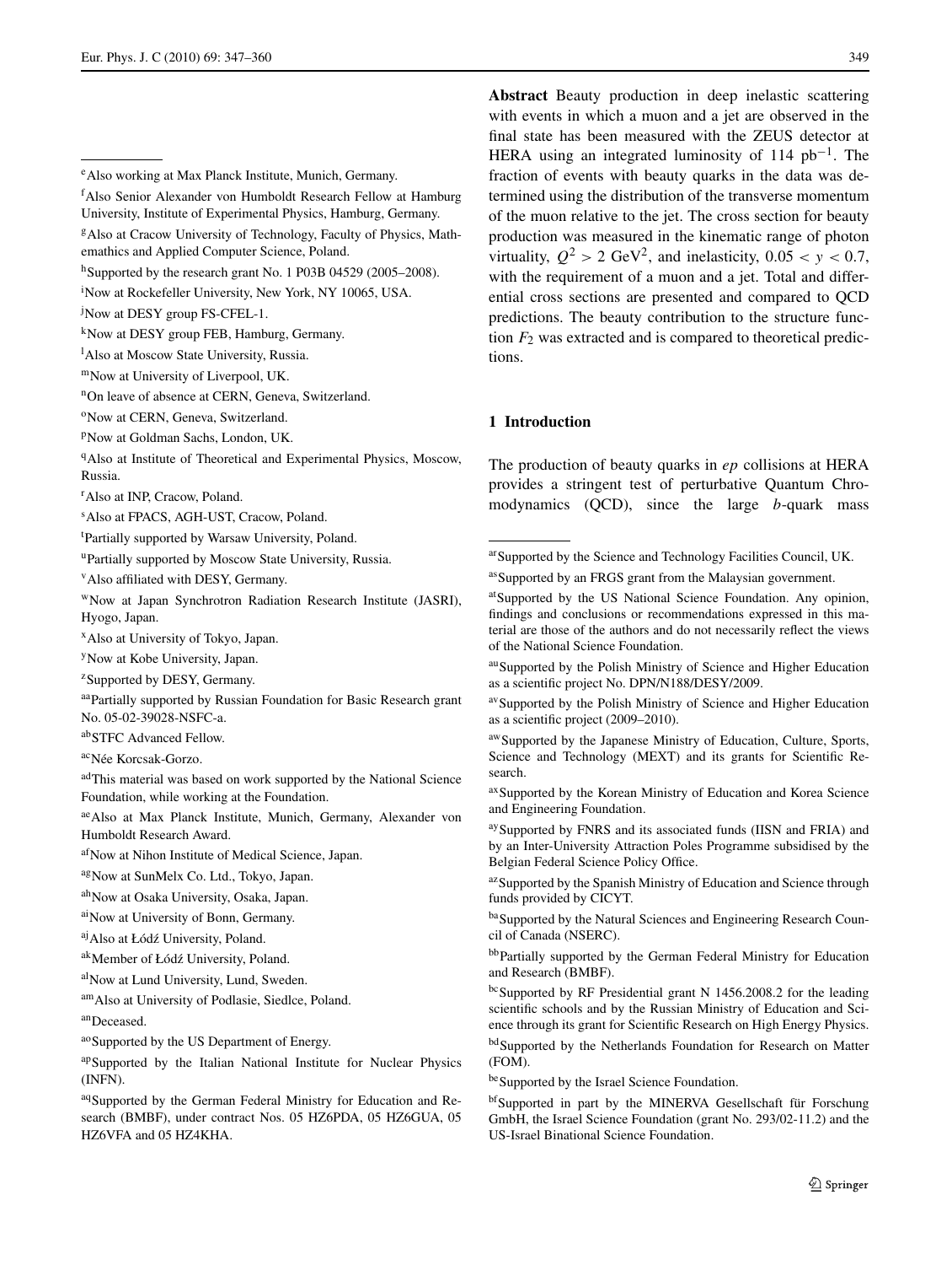[e] Also working at Max Planck Institute, Munich, Germany.

[f] Also Senior Alexander von Humboldt Research Fellow at Hamburg University, Institute of Experimental Physics, Hamburg, Germany.

[g] Also at Cracow University of Technology, Faculty of Physics, Mathematics and Applied Computer Science, Poland.

[h] Supported by the research grant No. 1 P03B 04529 (2005–2008).

[i] Now at Rockefeller University, New York, NY 10065, USA.

[j] Now at DESY group FS-CFEL-1.

[k] Now at DESY group FEB, Hamburg, Germany.

[l] Also at Moscow State University, Russia.

[m] Now at University of Liverpool, UK.

[n] On leave of absence at CERN, Geneva, Switzerland.

[o] Now at CERN, Geneva, Switzerland.

[p] Now at Goldman Sachs, London, UK.

[q] Also at Institute of Theoretical and Experimental Physics, Moscow, Russia.

[r] Also at INP, Cracow, Poland.

[s] Also at FPACS, AGH-UST, Cracow, Poland.

[t] Partially supported by Warsaw University, Poland.

[u] Partially supported by Moscow State University, Russia.

[v] Also affiliated with DESY, Germany.

[w] Now at Japan Synchrotron Radiation Research Institute (JASRI), Hyogo, Japan.

[x] Also at University of Tokyo, Japan.

[y] Now at Kobe University, Japan.

[z] Supported by DESY, Germany.

[aa] Partially supported by Russian Foundation for Basic Research grant No. 05-02-39028-NSFC-a.

[ab] STFC Advanced Fellow.

[ac] Née Korcsak-Gorzo.

[ad] This material was based on work supported by the National Science Foundation, while working at the Foundation.

[ae] Also at Max Planck Institute, Munich, Germany, Alexander von Humboldt Research Award.

[af] Now at Nihon Institute of Medical Science, Japan.

[ag] Now at SunMelx Co. Ltd., Tokyo, Japan.

[ah] Now at Osaka University, Osaka, Japan.

[ai] Now at University of Bonn, Germany.

[aj] Also at Łódź University, Poland.

[ak] Member of Łódź University, Poland.

[al] Now at Lund University, Lund, Sweden.

[am] Also at University of Podlasie, Siedlce, Poland.

[an] Deceased.

[ao] Supported by the US Department of Energy.

[ap] Supported by the Italian National Institute for Nuclear Physics (INFN).

[aq] Supported by the German Federal Ministry for Education and Research (BMBF), under contract Nos. 05 HZ6PDA, 05 HZ6GUA, 05 HZ6VFA and 05 HZ4KHA.

**Abstract** Beauty production in deep inelastic scattering with events in which a muon and a jet are observed in the final state has been measured with the ZEUS detector at HERA using an integrated luminosity of 114 $\text{pb}^{-1}$. The fraction of events with beauty quarks in the data was determined using the distribution of the transverse momentum of the muon relative to the jet. The cross section for beauty production was measured in the kinematic range of photon virtuality, $Q^2 > 2\ \text{GeV}^2$, and inelasticity, $0.05 < y < 0.7$, with the requirement of a muon and a jet. Total and differential cross sections are presented and compared to QCD predictions. The beauty contribution to the structure function $F_2$ was extracted and is compared to theoretical predictions.

## 1 Introduction

The production of beauty quarks in $ep$ collisions at HERA provides a stringent test of perturbative Quantum Chromodynamics (QCD), since the large $b$-quark mass

[ar] Supported by the Science and Technology Facilities Council, UK.

[as] Supported by an FRGS grant from the Malaysian government.

[at] Supported by the US National Science Foundation. Any opinion, findings and conclusions or recommendations expressed in this material are those of the authors and do not necessarily reflect the views of the National Science Foundation.

[au] Supported by the Polish Ministry of Science and Higher Education as a scientific project No. DPN/N188/DESY/2009.

[av] Supported by the Polish Ministry of Science and Higher Education as a scientific project (2009–2010).

[aw] Supported by the Japanese Ministry of Education, Culture, Sports, Science and Technology (MEXT) and its grants for Scientific Research.

[ax] Supported by the Korean Ministry of Education and Korea Science and Engineering Foundation.

[ay] Supported by FNRS and its associated funds (IISN and FRIA) and by an Inter-University Attraction Poles Programme subsidised by the Belgian Federal Science Policy Office.

[az] Supported by the Spanish Ministry of Education and Science through funds provided by CICYT.

[ba] Supported by the Natural Sciences and Engineering Research Council of Canada (NSERC).

[bb] Partially supported by the German Federal Ministry for Education and Research (BMBF).

[bc] Supported by RF Presidential grant N 1456.2008.2 for the leading scientific schools and by the Russian Ministry of Education and Science through its grant for Scientific Research on High Energy Physics.

[bd] Supported by the Netherlands Foundation for Research on Matter (FOM).

[be] Supported by the Israel Science Foundation.

[bf] Supported in part by the MINERVA Gesellschaft für Forschung GmbH, the Israel Science Foundation (grant No. 293/02-11.2) and the US-Israel Binational Science Foundation.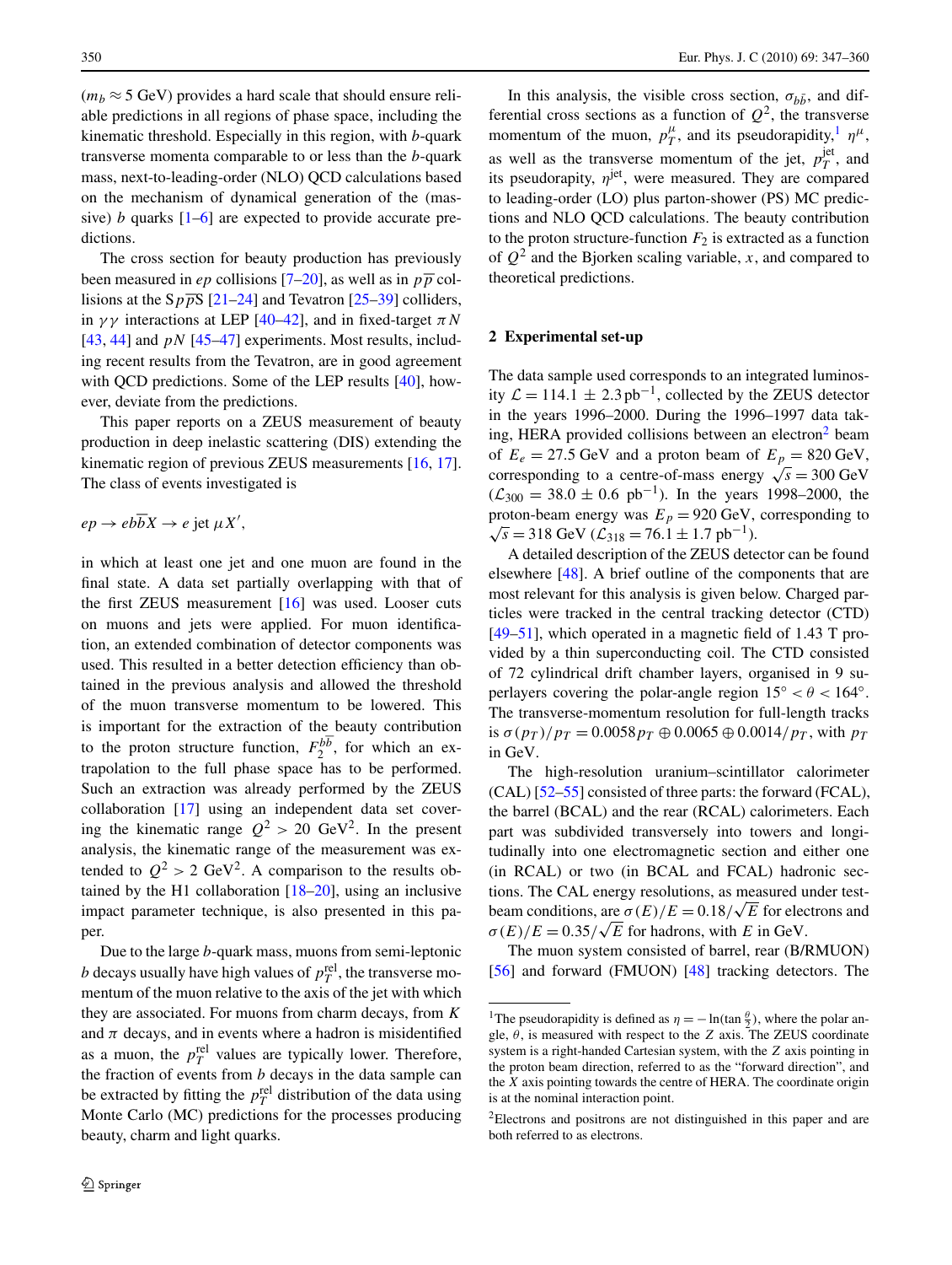($m_b \approx 5$ GeV) provides a hard scale that should ensure reliable predictions in all regions of phase space, including the kinematic threshold. Especially in this region, with $b$-quark transverse momenta comparable to or less than the $b$-quark mass, next-to-leading-order (NLO) QCD calculations based on the mechanism of dynamical generation of the (massive) $b$ quarks [1–6] are expected to provide accurate predictions.

The cross section for beauty production has previously been measured in $ep$ collisions [7–20], as well as in $p\overline{p}$ collisions at the S$p\overline{p}$S [21–24] and Tevatron [25–39] colliders, in $\gamma\gamma$ interactions at LEP [40–42], and in fixed-target $\pi N$ [43, 44] and $pN$ [45–47] experiments. Most results, including recent results from the Tevatron, are in good agreement with QCD predictions. Some of the LEP results [40], however, deviate from the predictions.

This paper reports on a ZEUS measurement of beauty production in deep inelastic scattering (DIS) extending the kinematic region of previous ZEUS measurements [16, 17]. The class of events investigated is

$$ep \to eb\overline{b}X \to e \text{ jet } \mu X',$$

in which at least one jet and one muon are found in the final state. A data set partially overlapping with that of the first ZEUS measurement [16] was used. Looser cuts on muons and jets were applied. For muon identification, an extended combination of detector components was used. This resulted in a better detection efficiency than obtained in the previous analysis and allowed the threshold of the muon transverse momentum to be lowered. This is important for the extraction of the beauty contribution to the proton structure function, $F_2^{b\overline{b}}$, for which an extrapolation to the full phase space has to be performed. Such an extraction was already performed by the ZEUS collaboration [17] using an independent data set covering the kinematic range $Q^2 > 20$ GeV$^2$. In the present analysis, the kinematic range of the measurement was extended to $Q^2 > 2$ GeV$^2$. A comparison to the results obtained by the H1 collaboration [18–20], using an inclusive impact parameter technique, is also presented in this paper.

Due to the large $b$-quark mass, muons from semi-leptonic $b$ decays usually have high values of $p_T^{\text{rel}}$, the transverse momentum of the muon relative to the axis of the jet with which they are associated. For muons from charm decays, from $K$ and $\pi$ decays, and in events where a hadron is misidentified as a muon, the $p_T^{\text{rel}}$ values are typically lower. Therefore, the fraction of events from $b$ decays in the data sample can be extracted by fitting the $p_T^{\text{rel}}$ distribution of the data using Monte Carlo (MC) predictions for the processes producing beauty, charm and light quarks.

In this analysis, the visible cross section, $\sigma_{b\bar{b}}$, and differential cross sections as a function of $Q^2$, the transverse momentum of the muon, $p_T^{\mu}$, and its pseudorapidity,[1] $\eta^{\mu}$, as well as the transverse momentum of the jet, $p_T^{\text{jet}}$, and its pseudorapidity, $\eta^{\text{jet}}$, were measured. They are compared to leading-order (LO) plus parton-shower (PS) MC predictions and NLO QCD calculations. The beauty contribution to the proton structure-function $F_2$ is extracted as a function of $Q^2$ and the Bjorken scaling variable, $x$, and compared to theoretical predictions.

## 2 Experimental set-up

The data sample used corresponds to an integrated luminosity $\mathcal{L} = 114.1 \pm 2.3\,\text{pb}^{-1}$, collected by the ZEUS detector in the years 1996–2000. During the 1996–1997 data taking, HERA provided collisions between an electron[2] beam of $E_e = 27.5$ GeV and a proton beam of $E_p = 820$ GeV, corresponding to a centre-of-mass energy $\sqrt{s} = 300$ GeV ($\mathcal{L}_{300} = 38.0 \pm 0.6\ \text{pb}^{-1}$). In the years 1998–2000, the proton-beam energy was $E_p = 920$ GeV, corresponding to $\sqrt{s} = 318$ GeV ($\mathcal{L}_{318} = 76.1 \pm 1.7\ \text{pb}^{-1}$).

A detailed description of the ZEUS detector can be found elsewhere [48]. A brief outline of the components that are most relevant for this analysis is given below. Charged particles were tracked in the central tracking detector (CTD) [49–51], which operated in a magnetic field of 1.43 T provided by a thin superconducting coil. The CTD consisted of 72 cylindrical drift chamber layers, organised in 9 superlayers covering the polar-angle region $15^\circ < \theta < 164^\circ$. The transverse-momentum resolution for full-length tracks is $\sigma(p_T)/p_T = 0.0058 p_T \oplus 0.0065 \oplus 0.0014/p_T$, with $p_T$ in GeV.

The high-resolution uranium–scintillator calorimeter (CAL) [52–55] consisted of three parts: the forward (FCAL), the barrel (BCAL) and the rear (RCAL) calorimeters. Each part was subdivided transversely into towers and longitudinally into one electromagnetic section and either one (in RCAL) or two (in BCAL and FCAL) hadronic sections. The CAL energy resolutions, as measured under test-beam conditions, are $\sigma(E)/E = 0.18/\sqrt{E}$ for electrons and $\sigma(E)/E = 0.35/\sqrt{E}$ for hadrons, with $E$ in GeV.

The muon system consisted of barrel, rear (B/RMUON) [56] and forward (FMUON) [48] tracking detectors. The

[1] The pseudorapidity is defined as $\eta = -\ln(\tan\frac{\theta}{2})$, where the polar angle, $\theta$, is measured with respect to the $Z$ axis. The ZEUS coordinate system is a right-handed Cartesian system, with the $Z$ axis pointing in the proton beam direction, referred to as the "forward direction", and the $X$ axis pointing towards the centre of HERA. The coordinate origin is at the nominal interaction point.

[2] Electrons and positrons are not distinguished in this paper and are both referred to as electrons.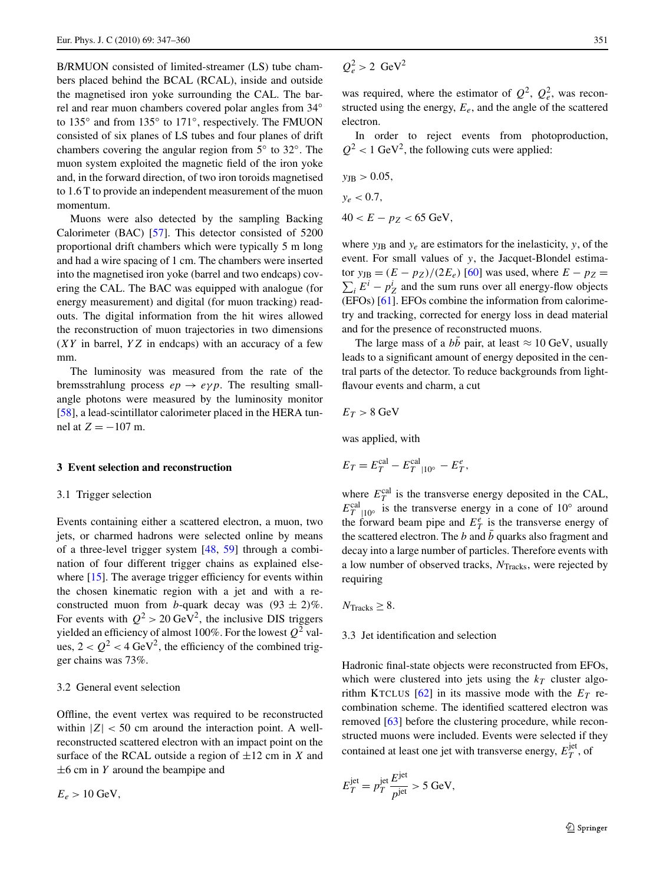B/RMUON consisted of limited-streamer (LS) tube chambers placed behind the BCAL (RCAL), inside and outside the magnetised iron yoke surrounding the CAL. The barrel and rear muon chambers covered polar angles from 34° to 135° and from 135° to 171°, respectively. The FMUON consisted of six planes of LS tubes and four planes of drift chambers covering the angular region from 5° to 32°. The muon system exploited the magnetic field of the iron yoke and, in the forward direction, of two iron toroids magnetised to 1.6 T to provide an independent measurement of the muon momentum.

Muons were also detected by the sampling Backing Calorimeter (BAC) [57]. This detector consisted of 5200 proportional drift chambers which were typically 5 m long and had a wire spacing of 1 cm. The chambers were inserted into the magnetised iron yoke (barrel and two endcaps) covering the CAL. The BAC was equipped with analogue (for energy measurement) and digital (for muon tracking) readouts. The digital information from the hit wires allowed the reconstruction of muon trajectories in two dimensions ($XY$ in barrel, $YZ$ in endcaps) with an accuracy of a few mm.

The luminosity was measured from the rate of the bremsstrahlung process $ep \to e\gamma p$. The resulting small-angle photons were measured by the luminosity monitor [58], a lead-scintillator calorimeter placed in the HERA tunnel at $Z = -107$ m.

## 3 Event selection and reconstruction

### 3.1 Trigger selection

Events containing either a scattered electron, a muon, two jets, or charmed hadrons were selected online by means of a three-level trigger system [48, 59] through a combination of four different trigger chains as explained elsewhere [15]. The average trigger efficiency for events within the chosen kinematic region with a jet and with a reconstructed muon from $b$-quark decay was $(93 \pm 2)\%$. For events with $Q^2 > 20\ \text{GeV}^2$, the inclusive DIS triggers yielded an efficiency of almost 100%. For the lowest $Q^2$ values, $2 < Q^2 < 4\ \text{GeV}^2$, the efficiency of the combined trigger chains was 73%.

### 3.2 General event selection

Offline, the event vertex was required to be reconstructed within $|Z| < 50$ cm around the interaction point. A well-reconstructed scattered electron with an impact point on the surface of the RCAL outside a region of $\pm 12$ cm in $X$ and $\pm 6$ cm in $Y$ around the beampipe and

$$E_e > 10\ \text{GeV},$$

$$Q_e^2 > 2\ \text{GeV}^2$$

was required, where the estimator of $Q^2$, $Q_e^2$, was reconstructed using the energy, $E_e$, and the angle of the scattered electron.

In order to reject events from photoproduction, $Q^2 < 1\ \text{GeV}^2$, the following cuts were applied:

$$y_{\text{JB}} > 0.05,$$

$$y_e < 0.7,$$

$$40 < E - p_Z < 65\ \text{GeV},$$

where $y_{\text{JB}}$ and $y_e$ are estimators for the inelasticity, $y$, of the event. For small values of $y$, the Jacquet-Blondel estimator $y_{\text{JB}} = (E - p_Z)/(2E_e)$ [60] was used, where $E - p_Z = \sum_i E^i - p_Z^i$ and the sum runs over all energy-flow objects (EFOs) [61]. EFOs combine the information from calorimetry and tracking, corrected for energy loss in dead material and for the presence of reconstructed muons.

The large mass of a $b\bar{b}$ pair, at least $\approx 10$ GeV, usually leads to a significant amount of energy deposited in the central parts of the detector. To reduce backgrounds from light-flavour events and charm, a cut

$$E_T > 8\ \text{GeV}$$

was applied, with

$$E_T = E_T^{\text{cal}} - E_T^{\text{cal}}{}_{|10^\circ} - E_T^e,$$

where $E_T^{\text{cal}}$ is the transverse energy deposited in the CAL, $E_T^{\text{cal}}{}_{|10^\circ}$ is the transverse energy in a cone of 10° around the forward beam pipe and $E_T^e$ is the transverse energy of the scattered electron. The $b$ and $\bar{b}$ quarks also fragment and decay into a large number of particles. Therefore events with a low number of observed tracks, $N_{\text{Tracks}}$, were rejected by requiring

$$N_{\text{Tracks}} \geq 8.$$

### 3.3 Jet identification and selection

Hadronic final-state objects were reconstructed from EFOs, which were clustered into jets using the $k_T$ cluster algorithm KTCLUS [62] in its massive mode with the $E_T$ recombination scheme. The identified scattered electron was removed [63] before the clustering procedure, while reconstructed muons were included. Events were selected if they contained at least one jet with transverse energy, $E_T^{\text{jet}}$, of

$$E_T^{\text{jet}} = p_T^{\text{jet}} \frac{E^{\text{jet}}}{p^{\text{jet}}} > 5\ \text{GeV},$$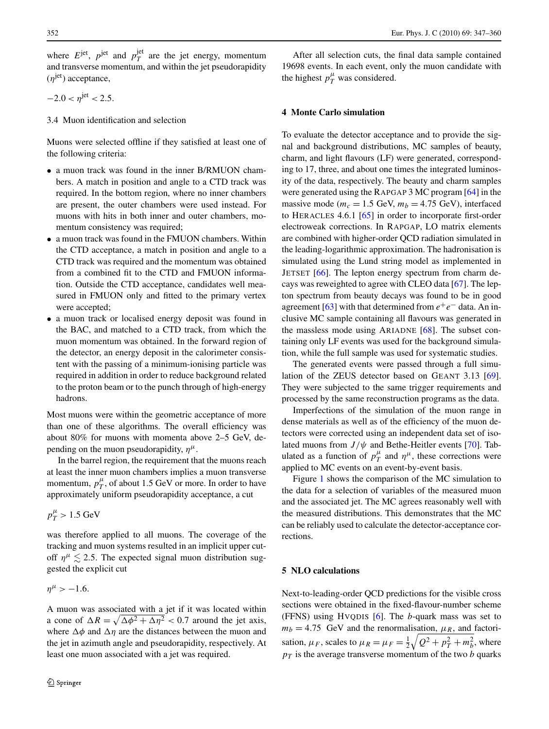where $E^{\mathrm{jet}}$, $p^{\mathrm{jet}}$ and $p_T^{\mathrm{jet}}$ are the jet energy, momentum and transverse momentum, and within the jet pseudorapidity ($\eta^{\mathrm{jet}}$) acceptance,

$$-2.0 < \eta^{\mathrm{jet}} < 2.5.$$

### 3.4 Muon identification and selection

Muons were selected offline if they satisfied at least one of the following criteria:

- a muon track was found in the inner B/RMUON chambers. A match in position and angle to a CTD track was required. In the bottom region, where no inner chambers are present, the outer chambers were used instead. For muons with hits in both inner and outer chambers, momentum consistency was required;
- a muon track was found in the FMUON chambers. Within the CTD acceptance, a match in position and angle to a CTD track was required and the momentum was obtained from a combined fit to the CTD and FMUON information. Outside the CTD acceptance, candidates well measured in FMUON only and fitted to the primary vertex were accepted;
- a muon track or localised energy deposit was found in the BAC, and matched to a CTD track, from which the muon momentum was obtained. In the forward region of the detector, an energy deposit in the calorimeter consistent with the passing of a minimum-ionising particle was required in addition in order to reduce background related to the proton beam or to the punch through of high-energy hadrons.

Most muons were within the geometric acceptance of more than one of these algorithms. The overall efficiency was about 80% for muons with momenta above 2–5 GeV, depending on the muon pseudorapidity, $\eta^{\mu}$.

In the barrel region, the requirement that the muons reach at least the inner muon chambers implies a muon transverse momentum, $p_T^{\mu}$, of about 1.5 GeV or more. In order to have approximately uniform pseudorapidity acceptance, a cut

$$p_T^{\mu} > 1.5\ \mathrm{GeV}$$

was therefore applied to all muons. The coverage of the tracking and muon systems resulted in an implicit upper cut-off $\eta^{\mu} \lesssim 2.5$. The expected signal muon distribution suggested the explicit cut

$$\eta^{\mu} > -1.6.$$

A muon was associated with a jet if it was located within a cone of $\Delta R = \sqrt{\Delta\phi^2 + \Delta\eta^2} < 0.7$ around the jet axis, where $\Delta\phi$ and $\Delta\eta$ are the distances between the muon and the jet in azimuth angle and pseudorapidity, respectively. At least one muon associated with a jet was required.

After all selection cuts, the final data sample contained 19698 events. In each event, only the muon candidate with the highest $p_T^{\mu}$ was considered.

## 4 Monte Carlo simulation

To evaluate the detector acceptance and to provide the signal and background distributions, MC samples of beauty, charm, and light flavours (LF) were generated, corresponding to 17, three, and about one times the integrated luminosity of the data, respectively. The beauty and charm samples were generated using the RAPGAP 3 MC program [64] in the massive mode ($m_c = 1.5$ GeV, $m_b = 4.75$ GeV), interfaced to HERACLES 4.6.1 [65] in order to incorporate first-order electroweak corrections. In RAPGAP, LO matrix elements are combined with higher-order QCD radiation simulated in the leading-logarithmic approximation. The hadronisation is simulated using the Lund string model as implemented in JETSET [66]. The lepton energy spectrum from charm decays was reweighted to agree with CLEO data [67]. The lepton spectrum from beauty decays was found to be in good agreement [63] with that determined from $e^+e^-$ data. An inclusive MC sample containing all flavours was generated in the massless mode using ARIADNE [68]. The subset containing only LF events was used for the background simulation, while the full sample was used for systematic studies.

The generated events were passed through a full simulation of the ZEUS detector based on GEANT 3.13 [69]. They were subjected to the same trigger requirements and processed by the same reconstruction programs as the data.

Imperfections of the simulation of the muon range in dense materials as well as of the efficiency of the muon detectors were corrected using an independent data set of isolated muons from $J/\psi$ and Bethe-Heitler events [70]. Tabulated as a function of $p_T^{\mu}$ and $\eta^{\mu}$, these corrections were applied to MC events on an event-by-event basis.

Figure 1 shows the comparison of the MC simulation to the data for a selection of variables of the measured muon and the associated jet. The MC agrees reasonably well with the measured distributions. This demonstrates that the MC can be reliably used to calculate the detector-acceptance corrections.

## 5 NLO calculations

Next-to-leading-order QCD predictions for the visible cross sections were obtained in the fixed-flavour-number scheme (FFNS) using HVQDIS [6]. The $b$-quark mass was set to $m_b = 4.75$ GeV and the renormalisation, $\mu_R$, and factorisation, $\mu_F$, scales to $\mu_R = \mu_F = \frac{1}{2}\sqrt{Q^2 + p_T^2 + m_b^2}$, where $p_T$ is the average transverse momentum of the two $b$ quarks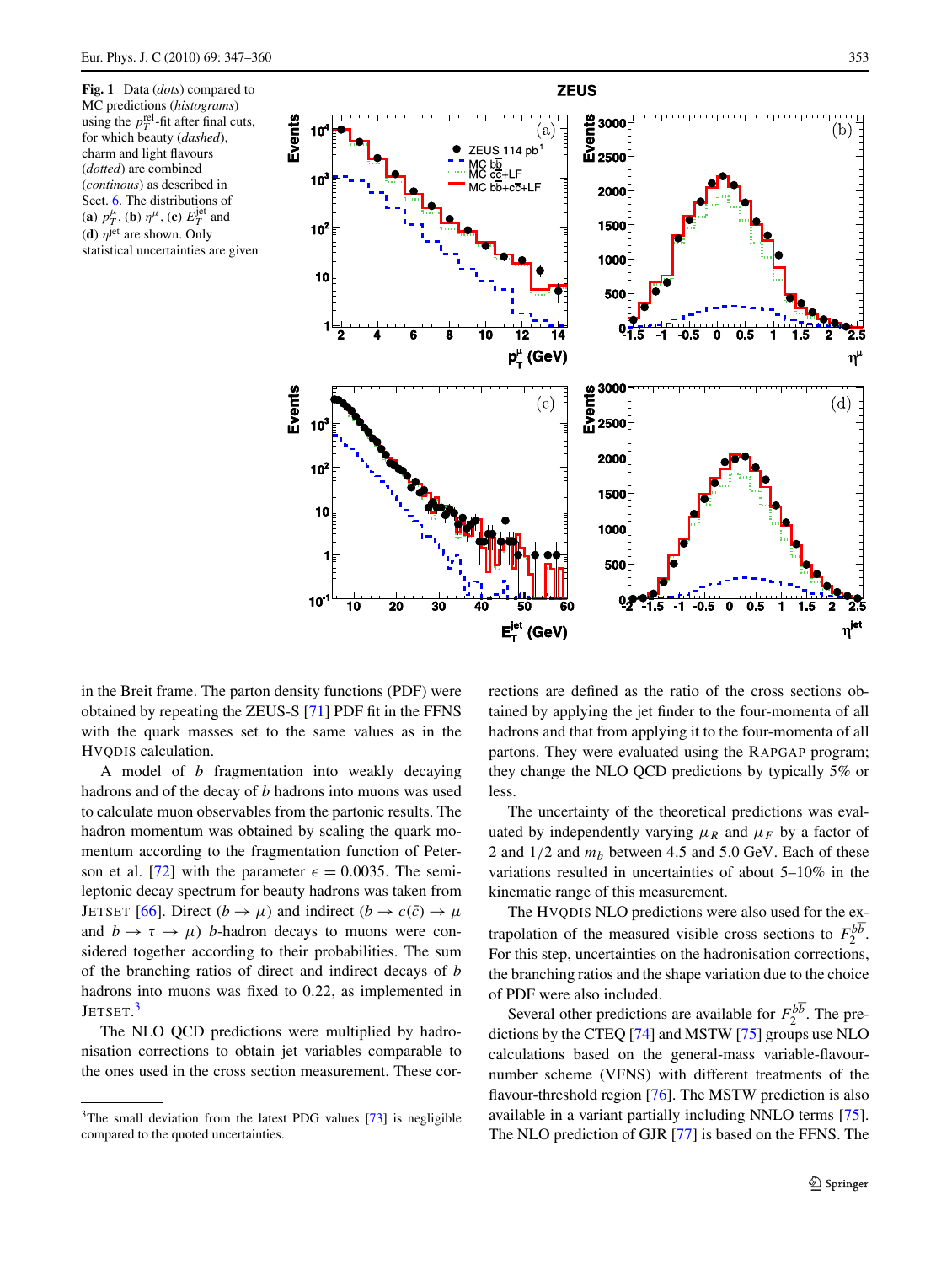**Fig. 1** Data (*dots*) compared to MC predictions (*histograms*) using the $p_T^{\rm rel}$-fit after final cuts, for which beauty (*dashed*), charm and light flavours (*dotted*) are combined (*continous*) as described in Sect. 6. The distributions of (**a**) $p_T^\mu$, (**b**) $\eta^\mu$, (**c**) $E_T^{\rm jet}$ and (**d**) $\eta^{\rm jet}$ are shown. Only statistical uncertainties are given

in the Breit frame. The parton density functions (PDF) were obtained by repeating the ZEUS-S [71] PDF fit in the FFNS with the quark masses set to the same values as in the HVQDIS calculation.

A model of $b$ fragmentation into weakly decaying hadrons and of the decay of $b$ hadrons into muons was used to calculate muon observables from the partonic results. The hadron momentum was obtained by scaling the quark momentum according to the fragmentation function of Peterson et al. [72] with the parameter $\epsilon = 0.0035$. The semi-leptonic decay spectrum for beauty hadrons was taken from JETSET [66]. Direct ($b \to \mu$) and indirect ($b \to c(\bar{c}) \to \mu$ and $b \to \tau \to \mu$) $b$-hadron decays to muons were considered together according to their probabilities. The sum of the branching ratios of direct and indirect decays of $b$ hadrons into muons was fixed to 0.22, as implemented in JETSET.[3]

The NLO QCD predictions were multiplied by hadronisation corrections to obtain jet variables comparable to the ones used in the cross section measurement. These corrections are defined as the ratio of the cross sections obtained by applying the jet finder to the four-momenta of all hadrons and that from applying it to the four-momenta of all partons. They were evaluated using the RAPGAP program; they change the NLO QCD predictions by typically 5% or less.

The uncertainty of the theoretical predictions was evaluated by independently varying $\mu_R$ and $\mu_F$ by a factor of 2 and 1/2 and $m_b$ between 4.5 and 5.0 GeV. Each of these variations resulted in uncertainties of about 5–10% in the kinematic range of this measurement.

The HVQDIS NLO predictions were also used for the extrapolation of the measured visible cross sections to $F_2^{b\bar{b}}$. For this step, uncertainties on the hadronisation corrections, the branching ratios and the shape variation due to the choice of PDF were also included.

Several other predictions are available for $F_2^{b\bar{b}}$. The predictions by the CTEQ [74] and MSTW [75] groups use NLO calculations based on the general-mass variable-flavour-number scheme (VFNS) with different treatments of the flavour-threshold region [76]. The MSTW prediction is also available in a variant partially including NNLO terms [75]. The NLO prediction of GJR [77] is based on the FFNS. The

[3] The small deviation from the latest PDG values [73] is negligible compared to the quoted uncertainties.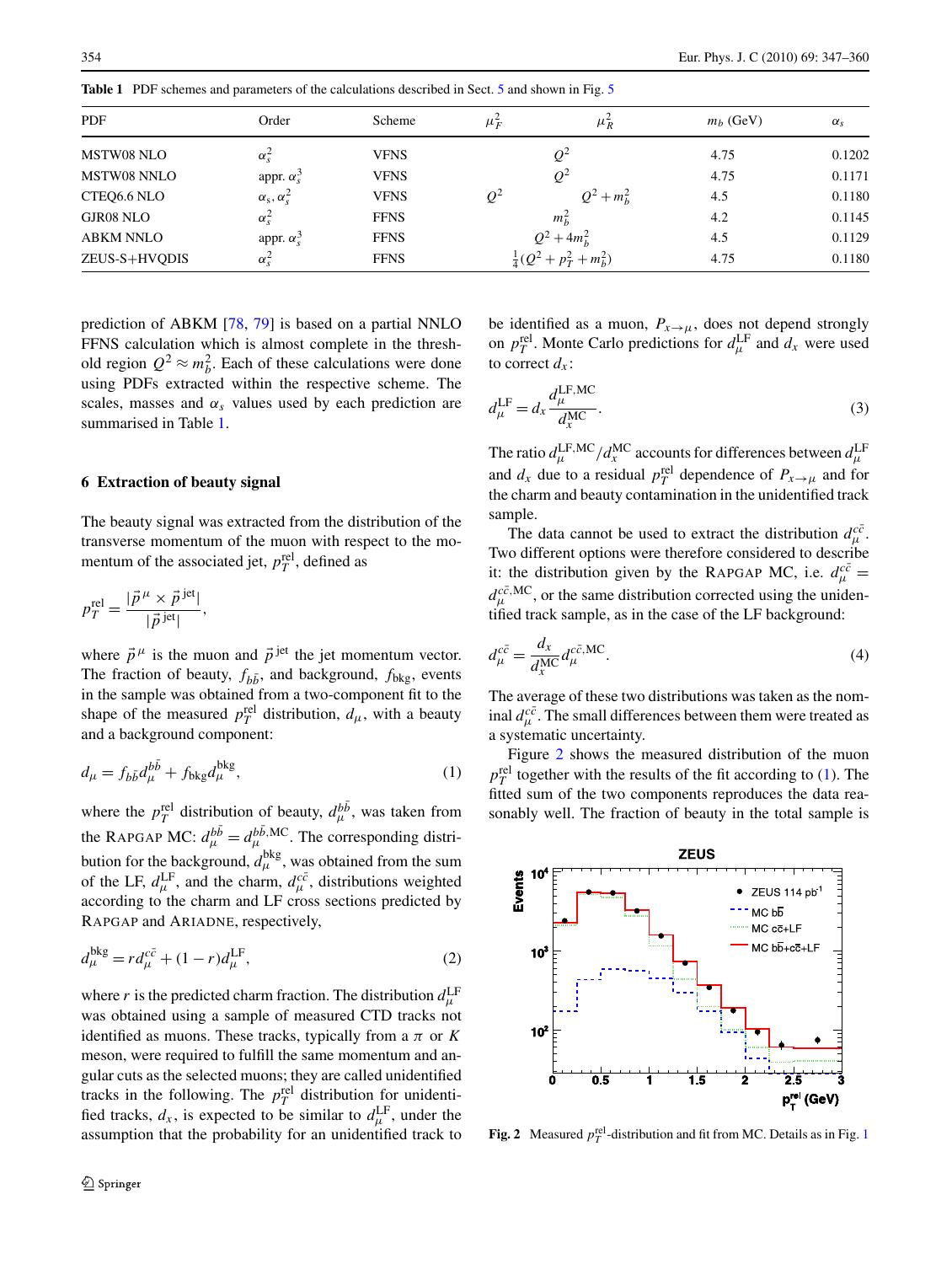**Table 1** PDF schemes and parameters of the calculations described in Sect. 5 and shown in Fig. 5

| PDF | Order | Scheme | $\mu_F^2$ | $\mu_R^2$ | $m_b$ (GeV) | $\alpha_s$ |
|---|---|---|---|---|---|---|
| MSTW08 NLO | $\alpha_s^2$ | VFNS | $Q^2$ | | 4.75 | 0.1202 |
| MSTW08 NNLO | appr. $\alpha_s^3$ | VFNS | $Q^2$ | | 4.75 | 0.1171 |
| CTEQ6.6 NLO | $\alpha_s, \alpha_s^2$ | VFNS | $Q^2$ | $Q^2+m_b^2$ | 4.5 | 0.1180 |
| GJR08 NLO | $\alpha_s^2$ | FFNS | $m_b^2$ | | 4.2 | 0.1145 |
| ABKM NNLO | appr. $\alpha_s^3$ | FFNS | $Q^2+4m_b^2$ | | 4.5 | 0.1129 |
| ZEUS-S+HVQDIS | $\alpha_s^2$ | FFNS | $\frac{1}{4}(Q^2+p_T^2+m_b^2)$ | | 4.75 | 0.1180 |

prediction of ABKM [78, 79] is based on a partial NNLO FFNS calculation which is almost complete in the threshold region $Q^2 \approx m_b^2$. Each of these calculations were done using PDFs extracted within the respective scheme. The scales, masses and $\alpha_s$ values used by each prediction are summarised in Table 1.

## 6 Extraction of beauty signal

The beauty signal was extracted from the distribution of the transverse momentum of the muon with respect to the momentum of the associated jet, $p_T^{\rm rel}$, defined as

$$p_T^{\rm rel} = \frac{|\vec{p}^{\,\mu} \times \vec{p}^{\,\rm jet}|}{|\vec{p}^{\,\rm jet}|},$$

where $\vec{p}^{\,\mu}$ is the muon and $\vec{p}^{\,\rm jet}$ the jet momentum vector. The fraction of beauty, $f_{b\bar{b}}$, and background, $f_{\rm bkg}$, events in the sample was obtained from a two-component fit to the shape of the measured $p_T^{\rm rel}$ distribution, $d_\mu$, with a beauty and a background component:

$$d_\mu = f_{b\bar{b}} d_\mu^{b\bar{b}} + f_{\rm bkg} d_\mu^{\rm bkg}, \qquad (1)$$

where the $p_T^{\rm rel}$ distribution of beauty, $d_\mu^{b\bar{b}}$, was taken from the RAPGAP MC: $d_\mu^{b\bar{b}} = d_\mu^{b\bar{b},\rm MC}$. The corresponding distribution for the background, $d_\mu^{\rm bkg}$, was obtained from the sum of the LF, $d_\mu^{\rm LF}$, and the charm, $d_\mu^{c\bar{c}}$, distributions weighted according to the charm and LF cross sections predicted by RAPGAP and ARIADNE, respectively,

$$d_\mu^{\rm bkg} = r d_\mu^{c\bar{c}} + (1-r) d_\mu^{\rm LF}, \qquad (2)$$

where $r$ is the predicted charm fraction. The distribution $d_\mu^{\rm LF}$ was obtained using a sample of measured CTD tracks not identified as muons. These tracks, typically from a $\pi$ or $K$ meson, were required to fulfill the same momentum and angular cuts as the selected muons; they are called unidentified tracks in the following. The $p_T^{\rm rel}$ distribution for unidentified tracks, $d_x$, is expected to be similar to $d_\mu^{\rm LF}$, under the assumption that the probability for an unidentified track to be identified as a muon, $P_{x\to\mu}$, does not depend strongly on $p_T^{\rm rel}$. Monte Carlo predictions for $d_\mu^{\rm LF}$ and $d_x$ were used to correct $d_x$:

$$d_\mu^{\rm LF} = d_x \frac{d_\mu^{\rm LF,MC}}{d_x^{\rm MC}}. \qquad (3)$$

The ratio $d_\mu^{\rm LF,MC}/d_x^{\rm MC}$ accounts for differences between $d_\mu^{\rm LF}$ and $d_x$ due to a residual $p_T^{\rm rel}$ dependence of $P_{x\to\mu}$ and for the charm and beauty contamination in the unidentified track sample.

The data cannot be used to extract the distribution $d_\mu^{c\bar{c}}$. Two different options were therefore considered to describe it: the distribution given by the RAPGAP MC, i.e. $d_\mu^{c\bar{c}} = d_\mu^{c\bar{c},\rm MC}$, or the same distribution corrected using the unidentified track sample, as in the case of the LF background:

$$d_\mu^{c\bar{c}} = \frac{d_x}{d_x^{\rm MC}} d_\mu^{c\bar{c},\rm MC}. \qquad (4)$$

The average of these two distributions was taken as the nominal $d_\mu^{c\bar{c}}$. The small differences between them were treated as a systematic uncertainty.

Figure 2 shows the measured distribution of the muon $p_T^{\rm rel}$ together with the results of the fit according to (1). The fitted sum of the two components reproduces the data reasonably well. The fraction of beauty in the total sample is

**Fig. 2** Measured $p_T^{\rm rel}$-distribution and fit from MC. Details as in Fig. 1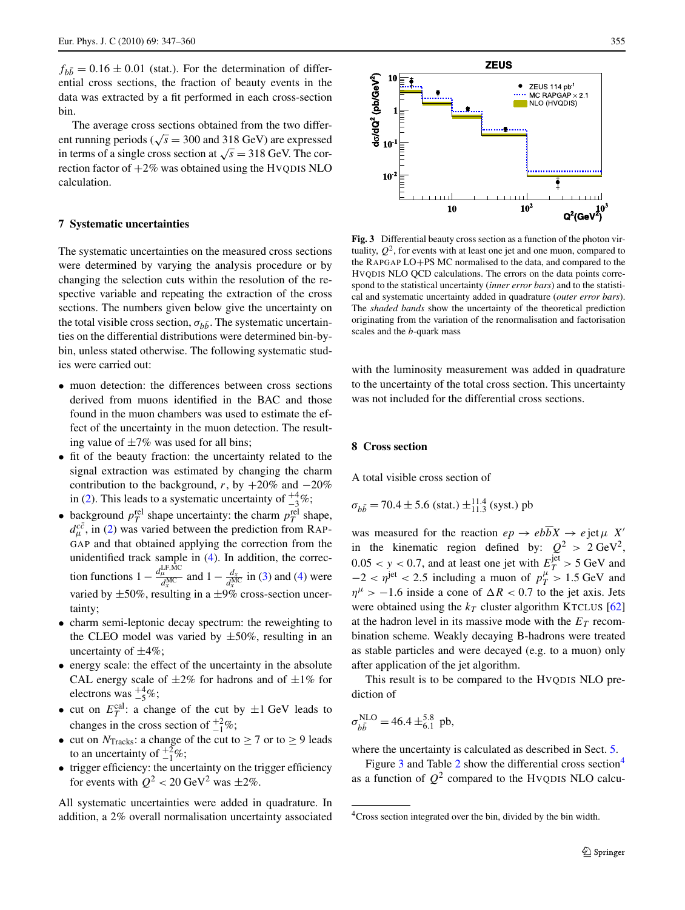$f_{b\bar{b}} = 0.16 \pm 0.01$ (stat.). For the determination of differential cross sections, the fraction of beauty events in the data was extracted by a fit performed in each cross-section bin.

The average cross sections obtained from the two different running periods ($\sqrt{s} = 300$ and 318 GeV) are expressed in terms of a single cross section at $\sqrt{s} = 318$ GeV. The correction factor of +2% was obtained using the HVQDIS NLO calculation.

## 7 Systematic uncertainties

The systematic uncertainties on the measured cross sections were determined by varying the analysis procedure or by changing the selection cuts within the resolution of the respective variable and repeating the extraction of the cross sections. The numbers given below give the uncertainty on the total visible cross section, $\sigma_{b\bar{b}}$. The systematic uncertainties on the differential distributions were determined bin-by-bin, unless stated otherwise. The following systematic studies were carried out:

- muon detection: the differences between cross sections derived from muons identified in the BAC and those found in the muon chambers was used to estimate the effect of the uncertainty in the muon detection. The resulting value of ±7% was used for all bins;
- fit of the beauty fraction: the uncertainty related to the signal extraction was estimated by changing the charm contribution to the background, $r$, by +20% and −20% in (2). This leads to a systematic uncertainty of $^{+4}_{-3}$%;
- background $p_T^{\rm rel}$ shape uncertainty: the charm $p_T^{\rm rel}$ shape, $d_\mu^{c\bar{c}}$, in (2) was varied between the prediction from RAPGAP and that obtained applying the correction from the unidentified track sample in (4). In addition, the correction functions $1 - \frac{d_\mu^{\rm LF,MC}}{d_x^{\rm MC}}$ and $1 - \frac{d_x}{d_x^{\rm MC}}$ in (3) and (4) were varied by ±50%, resulting in a ±9% cross-section uncertainty;
- charm semi-leptonic decay spectrum: the reweighting to the CLEO model was varied by ±50%, resulting in an uncertainty of ±4%;
- energy scale: the effect of the uncertainty in the absolute CAL energy scale of ±2% for hadrons and of ±1% for electrons was $^{+4}_{-5}$%;
- cut on $E_T^{\rm cal}$: a change of the cut by ±1 GeV leads to changes in the cross section of $^{+2}_{-1}$%;
- cut on $N_{\rm Tracks}$: a change of the cut to ≥ 7 or to ≥ 9 leads to an uncertainty of $^{+2}_{-1}$%;
- trigger efficiency: the uncertainty on the trigger efficiency for events with $Q^2 < 20$ GeV$^2$ was ±2%.

All systematic uncertainties were added in quadrature. In addition, a 2% overall normalisation uncertainty associated with the luminosity measurement was added in quadrature to the uncertainty of the total cross section. This uncertainty was not included for the differential cross sections.

**Fig. 3** Differential beauty cross section as a function of the photon virtuality, $Q^2$, for events with at least one jet and one muon, compared to the RAPGAP LO+PS MC normalised to the data, and compared to the HVQDIS NLO QCD calculations. The errors on the data points correspond to the statistical uncertainty (*inner error bars*) and to the statistical and systematic uncertainty added in quadrature (*outer error bars*). The *shaded bands* show the uncertainty of the theoretical prediction originating from the variation of the renormalisation and factorisation scales and the $b$-quark mass

## 8 Cross section

A total visible cross section of

$$\sigma_{b\bar{b}} = 70.4 \pm 5.6\ (\text{stat.}) \pm^{11.4}_{11.3}\ (\text{syst.})\ \text{pb}$$

was measured for the reaction $ep \to e b\bar{b} X \to e\,\text{jet}\,\mu\ X'$ in the kinematic region defined by: $Q^2 > 2$ GeV$^2$, $0.05 < y < 0.7$, and at least one jet with $E_T^{\rm jet} > 5$ GeV and $-2 < \eta^{\rm jet} < 2.5$ including a muon of $p_T^\mu > 1.5$ GeV and $\eta^\mu > -1.6$ inside a cone of $\Delta R < 0.7$ to the jet axis. Jets were obtained using the $k_T$ cluster algorithm KTCLUS [62] at the hadron level in its massive mode with the $E_T$ recombination scheme. Weakly decaying B-hadrons were treated as stable particles and were decayed (e.g. to a muon) only after application of the jet algorithm.

This result is to be compared to the HVQDIS NLO prediction of

$$\sigma_{b\bar{b}}^{\rm NLO} = 46.4 \pm^{5.8}_{6.1}\ \text{pb},$$

where the uncertainty is calculated as described in Sect. 5.

Figure 3 and Table 2 show the differential cross section[4] as a function of $Q^2$ compared to the HVQDIS NLO calcu-

[4] Cross section integrated over the bin, divided by the bin width.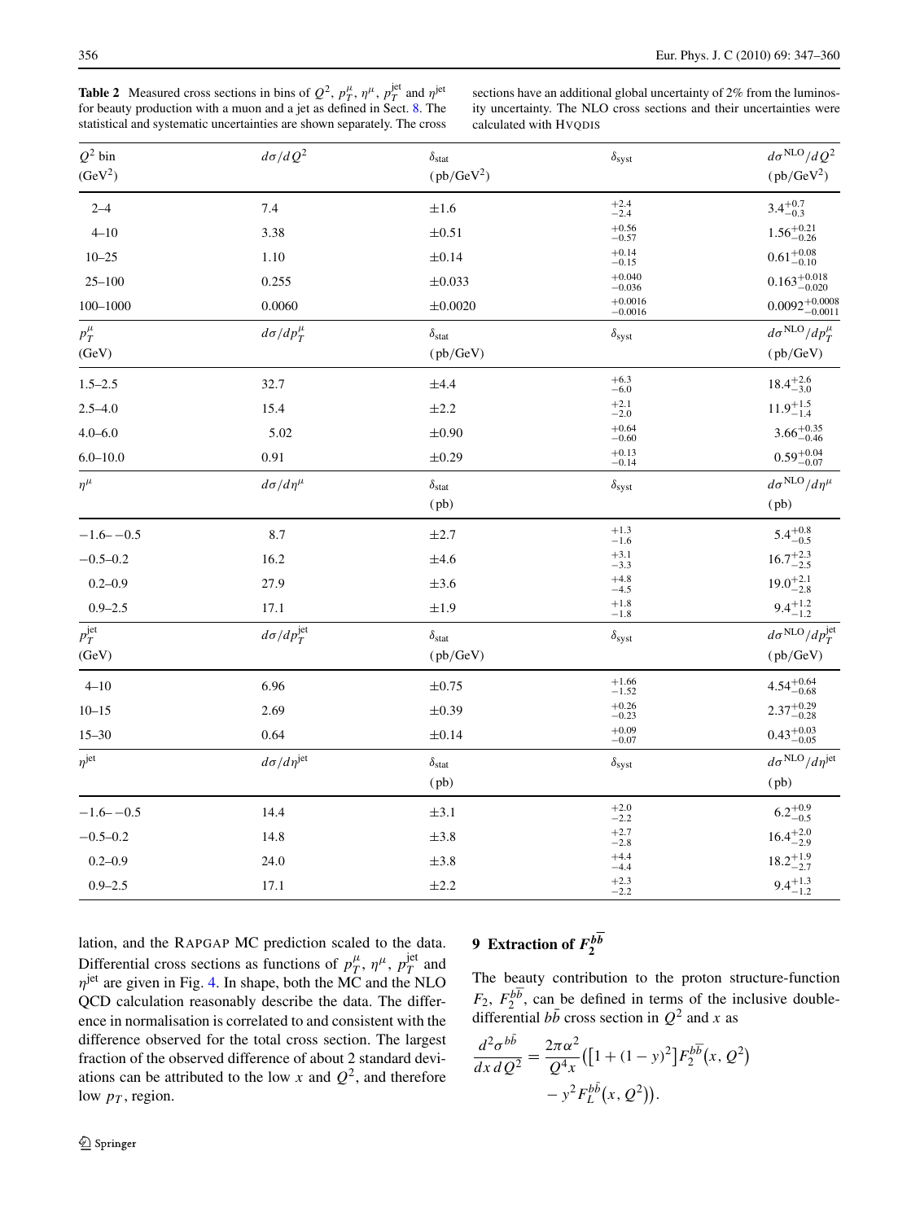**Table 2** Measured cross sections in bins of $Q^2$, $p_T^\mu$, $\eta^\mu$, $p_T^{\mathrm{jet}}$ and $\eta^{\mathrm{jet}}$ for beauty production with a muon and a jet as defined in Sect. 8. The statistical and systematic uncertainties are shown separately. The cross sections have an additional global uncertainty of 2% from the luminosity uncertainty. The NLO cross sections and their uncertainties were calculated with HVQDIS

| $Q^2$ bin ($\mathrm{GeV}^2$) | $d\sigma/dQ^2$ | $\delta_{\mathrm{stat}}$ ($\mathrm{pb/GeV}^2$) | $\delta_{\mathrm{syst}}$ | $d\sigma^{\mathrm{NLO}}/dQ^2$ ($\mathrm{pb/GeV}^2$) |
|---|---|---|---|---|
| 2–4 | 7.4 | $\pm 1.6$ | $^{+2.4}_{-2.4}$ | $3.4^{+0.7}_{-0.3}$ |
| 4–10 | 3.38 | $\pm 0.51$ | $^{+0.56}_{-0.57}$ | $1.56^{+0.21}_{-0.26}$ |
| 10–25 | 1.10 | $\pm 0.14$ | $^{+0.14}_{-0.15}$ | $0.61^{+0.08}_{-0.10}$ |
| 25–100 | 0.255 | $\pm 0.033$ | $^{+0.040}_{-0.036}$ | $0.163^{+0.018}_{-0.020}$ |
| 100–1000 | 0.0060 | $\pm 0.0020$ | $^{+0.0016}_{-0.0016}$ | $0.0092^{+0.0008}_{-0.0011}$ |
| $p_T^\mu$ (GeV) | $d\sigma/dp_T^\mu$ | $\delta_{\mathrm{stat}}$ (pb/GeV) | $\delta_{\mathrm{syst}}$ | $d\sigma^{\mathrm{NLO}}/dp_T^\mu$ (pb/GeV) |
| 1.5–2.5 | 32.7 | $\pm 4.4$ | $^{+6.3}_{-6.0}$ | $18.4^{+2.6}_{-3.0}$ |
| 2.5–4.0 | 15.4 | $\pm 2.2$ | $^{+2.1}_{-2.0}$ | $11.9^{+1.5}_{-1.4}$ |
| 4.0–6.0 | 5.02 | $\pm 0.90$ | $^{+0.64}_{-0.60}$ | $3.66^{+0.35}_{-0.46}$ |
| 6.0–10.0 | 0.91 | $\pm 0.29$ | $^{+0.13}_{-0.14}$ | $0.59^{+0.04}_{-0.07}$ |
| $\eta^\mu$ | $d\sigma/d\eta^\mu$ | $\delta_{\mathrm{stat}}$ (pb) | $\delta_{\mathrm{syst}}$ | $d\sigma^{\mathrm{NLO}}/d\eta^\mu$ (pb) |
| $-1.6$–$-0.5$ | 8.7 | $\pm 2.7$ | $^{+1.3}_{-1.6}$ | $5.4^{+0.8}_{-0.5}$ |
| $-0.5$–0.2 | 16.2 | $\pm 4.6$ | $^{+3.1}_{-3.3}$ | $16.7^{+2.3}_{-2.5}$ |
| 0.2–0.9 | 27.9 | $\pm 3.6$ | $^{+4.8}_{-4.5}$ | $19.0^{+2.1}_{-2.8}$ |
| 0.9–2.5 | 17.1 | $\pm 1.9$ | $^{+1.8}_{-1.8}$ | $9.4^{+1.2}_{-1.2}$ |
| $p_T^{\mathrm{jet}}$ (GeV) | $d\sigma/dp_T^{\mathrm{jet}}$ | $\delta_{\mathrm{stat}}$ (pb/GeV) | $\delta_{\mathrm{syst}}$ | $d\sigma^{\mathrm{NLO}}/dp_T^{\mathrm{jet}}$ (pb/GeV) |
| 4–10 | 6.96 | $\pm 0.75$ | $^{+1.66}_{-1.52}$ | $4.54^{+0.64}_{-0.68}$ |
| 10–15 | 2.69 | $\pm 0.39$ | $^{+0.26}_{-0.23}$ | $2.37^{+0.29}_{-0.28}$ |
| 15–30 | 0.64 | $\pm 0.14$ | $^{+0.09}_{-0.07}$ | $0.43^{+0.03}_{-0.05}$ |
| $\eta^{\mathrm{jet}}$ | $d\sigma/d\eta^{\mathrm{jet}}$ | $\delta_{\mathrm{stat}}$ (pb) | $\delta_{\mathrm{syst}}$ | $d\sigma^{\mathrm{NLO}}/d\eta^{\mathrm{jet}}$ (pb) |
| $-1.6$–$-0.5$ | 14.4 | $\pm 3.1$ | $^{+2.0}_{-2.2}$ | $6.2^{+0.9}_{-0.5}$ |
| $-0.5$–0.2 | 14.8 | $\pm 3.8$ | $^{+2.7}_{-2.8}$ | $16.4^{+2.0}_{-2.9}$ |
| 0.2–0.9 | 24.0 | $\pm 3.8$ | $^{+4.4}_{-4.4}$ | $18.2^{+1.9}_{-2.7}$ |
| 0.9–2.5 | 17.1 | $\pm 2.2$ | $^{+2.3}_{-2.2}$ | $9.4^{+1.3}_{-1.2}$ |

lation, and the RAPGAP MC prediction scaled to the data. Differential cross sections as functions of $p_T^\mu$, $\eta^\mu$, $p_T^{\mathrm{jet}}$ and $\eta^{\mathrm{jet}}$ are given in Fig. 4. In shape, both the MC and the NLO QCD calculation reasonably describe the data. The difference in normalisation is correlated to and consistent with the difference observed for the total cross section. The largest fraction of the observed difference of about 2 standard deviations can be attributed to the low $x$ and $Q^2$, and therefore low $p_T$, region.

## 9 Extraction of $F_2^{b\bar{b}}$

The beauty contribution to the proton structure-function $F_2$, $F_2^{b\bar{b}}$, can be defined in terms of the inclusive double-differential $b\bar{b}$ cross section in $Q^2$ and $x$ as

$$\frac{d^2\sigma^{b\bar{b}}}{dx\,dQ^2} = \frac{2\pi\alpha^2}{Q^4 x}\left(\left[1+(1-y)^2\right]F_2^{b\bar{b}}\left(x,Q^2\right) - y^2 F_L^{b\bar{b}}\left(x,Q^2\right)\right).$$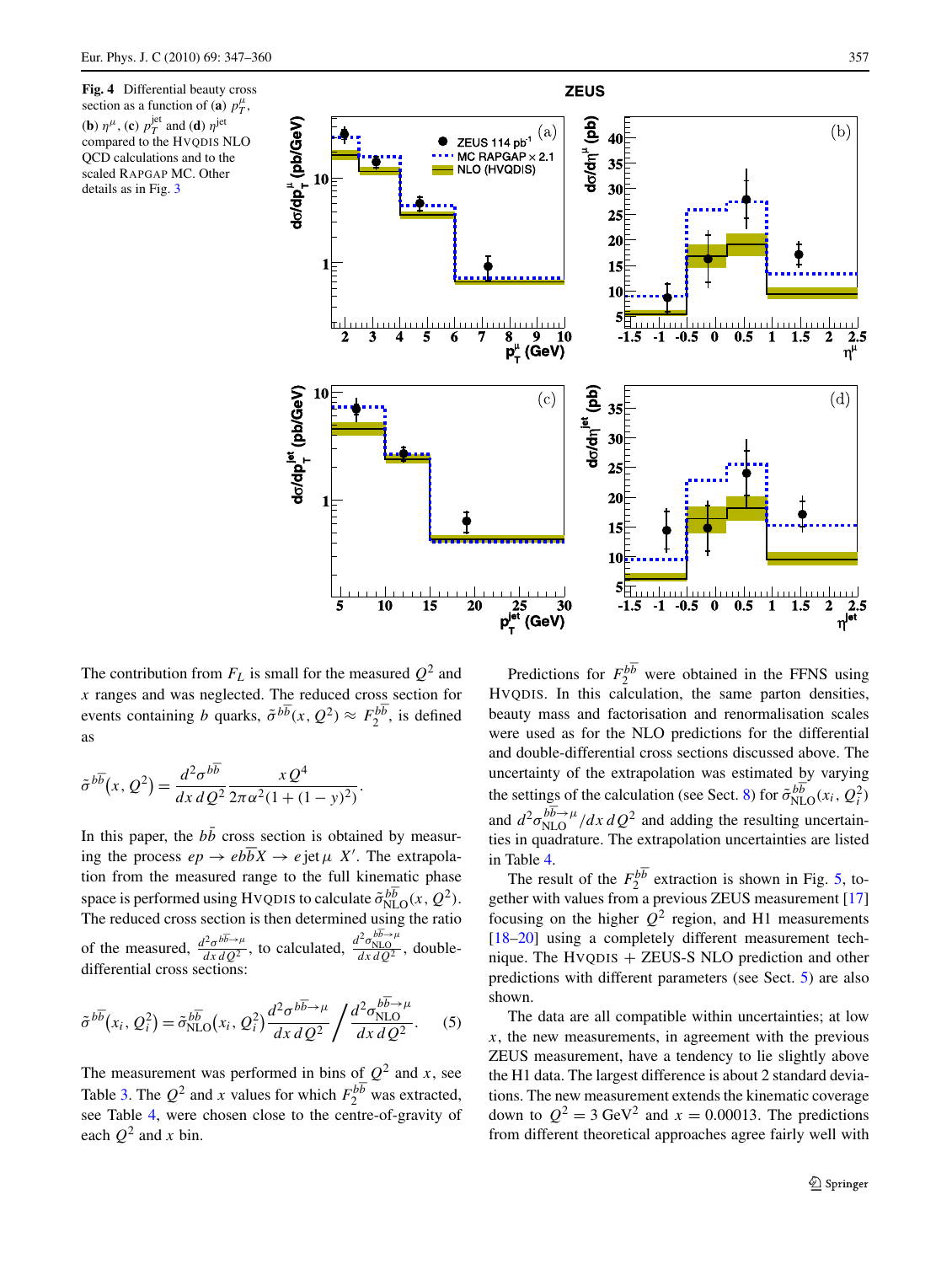**Fig. 4** Differential beauty cross section as a function of (**a**) $p_T^\mu$, (**b**) $\eta^\mu$, (**c**) $p_T^{\rm jet}$ and (**d**) $\eta^{\rm jet}$ compared to the HVQDIS NLO QCD calculations and to the scaled RAPGAP MC. Other details as in Fig. 3

The contribution from $F_L$ is small for the measured $Q^2$ and $x$ ranges and was neglected. The reduced cross section for events containing $b$ quarks, $\tilde{\sigma}^{b\bar{b}}(x, Q^2) \approx F_2^{b\bar{b}}$, is defined as

$$\tilde{\sigma}^{b\bar{b}}(x, Q^2) = \frac{d^2\sigma^{b\bar{b}}}{dx\, dQ^2} \frac{x Q^4}{2\pi\alpha^2(1 + (1-y)^2)}.$$

In this paper, the $b\bar{b}$ cross section is obtained by measuring the process $ep \to eb\bar{b}X \to e\,\text{jet}\,\mu\, X'$. The extrapolation from the measured range to the full kinematic phase space is performed using HVQDIS to calculate $\tilde{\sigma}^{b\bar{b}}_{\rm NLO}(x, Q^2)$. The reduced cross section is then determined using the ratio of the measured, $\frac{d^2\sigma^{b\bar{b}\to\mu}}{dx\,dQ^2}$, to calculated, $\frac{d^2\sigma^{b\bar{b}\to\mu}_{\rm NLO}}{dx\,dQ^2}$, double-differential cross sections:

$$\tilde{\sigma}^{b\bar{b}}(x_i, Q_i^2) = \tilde{\sigma}^{b\bar{b}}_{\rm NLO}(x_i, Q_i^2) \frac{d^2\sigma^{b\bar{b}\to\mu}}{dx\, dQ^2} \Bigg/ \frac{d^2\sigma^{b\bar{b}\to\mu}_{\rm NLO}}{dx\, dQ^2}. \qquad (5)$$

The measurement was performed in bins of $Q^2$ and $x$, see Table 3. The $Q^2$ and $x$ values for which $F_2^{b\bar{b}}$ was extracted, see Table 4, were chosen close to the centre-of-gravity of each $Q^2$ and $x$ bin.

Predictions for $F_2^{b\bar{b}}$ were obtained in the FFNS using HVQDIS. In this calculation, the same parton densities, beauty mass and factorisation and renormalisation scales were used as for the NLO predictions for the differential and double-differential cross sections discussed above. The uncertainty of the extrapolation was estimated by varying the settings of the calculation (see Sect. 8) for $\tilde{\sigma}^{b\bar{b}}_{\rm NLO}(x_i, Q_i^2)$ and $d^2\sigma^{b\bar{b}\to\mu}_{\rm NLO}/dx\, dQ^2$ and adding the resulting uncertainties in quadrature. The extrapolation uncertainties are listed in Table 4.

The result of the $F_2^{b\bar{b}}$ extraction is shown in Fig. 5, together with values from a previous ZEUS measurement [17] focusing on the higher $Q^2$ region, and H1 measurements [18–20] using a completely different measurement technique. The HVQDIS + ZEUS-S NLO prediction and other predictions with different parameters (see Sect. 5) are also shown.

The data are all compatible within uncertainties; at low $x$, the new measurements, in agreement with the previous ZEUS measurement, have a tendency to lie slightly above the H1 data. The largest difference is about 2 standard deviations. The new measurement extends the kinematic coverage down to $Q^2 = 3\ \text{GeV}^2$ and $x = 0.00013$. The predictions from different theoretical approaches agree fairly well with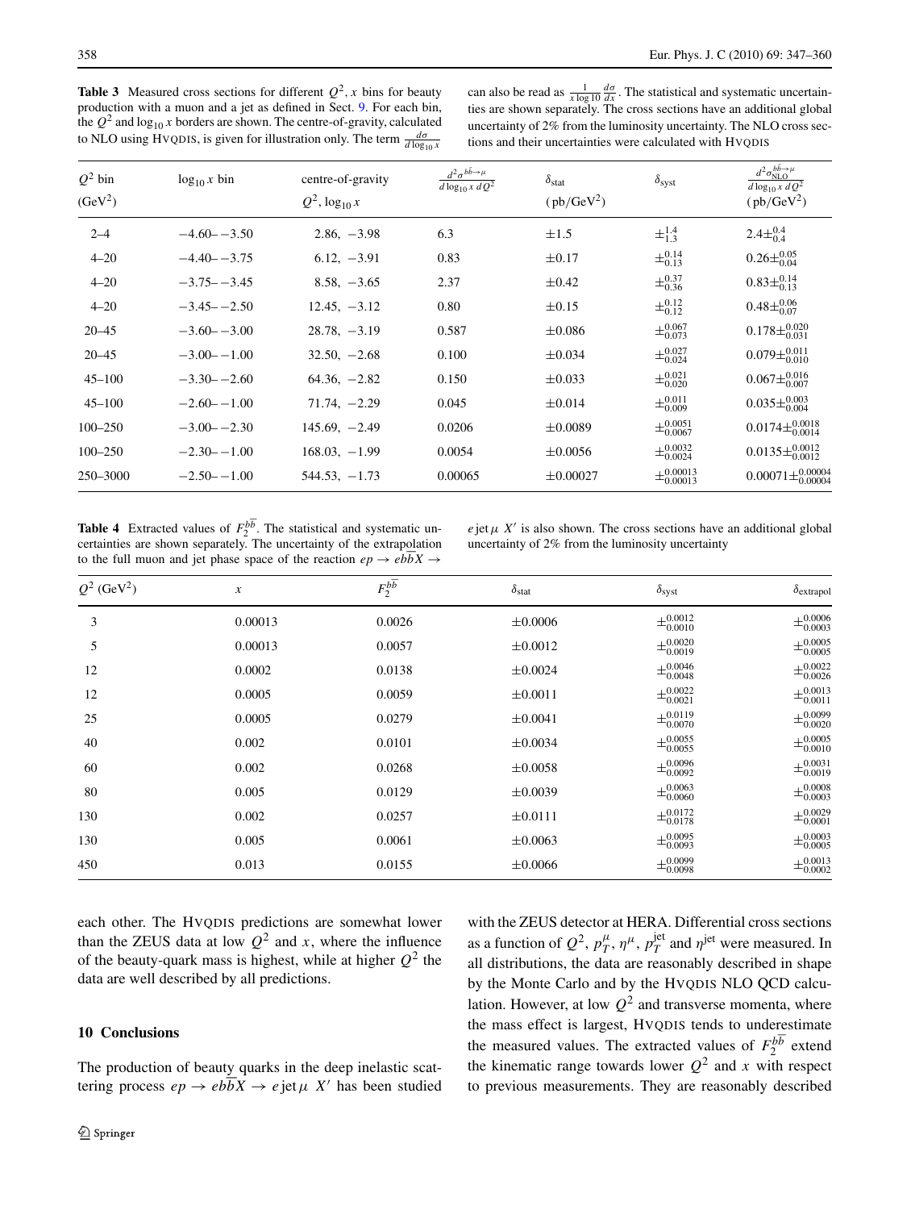**Table 3** Measured cross sections for different $Q^2$, $x$ bins for beauty production with a muon and a jet as defined in Sect. 9. For each bin, the $Q^2$ and $\log_{10} x$ borders are shown. The centre-of-gravity, calculated to NLO using HVQDIS, is given for illustration only. The term $\frac{d\sigma}{d\log_{10} x}$ can also be read as $\frac{1}{x\log 10}\frac{d\sigma}{dx}$. The statistical and systematic uncertainties are shown separately. The cross sections have an additional global uncertainty of 2% from the luminosity uncertainty. The NLO cross sections and their uncertainties were calculated with HVQDIS

| $Q^2$ bin (GeV$^2$) | $\log_{10} x$ bin | centre-of-gravity $Q^2, \log_{10} x$ | $\frac{d^2\sigma^{b\bar{b}\to\mu}}{d\log_{10} x\, dQ^2}$ | $\delta_{\rm stat}$ (pb/GeV$^2$) | $\delta_{\rm syst}$ | $\frac{d^2\sigma^{b\bar{b}\to\mu}_{\rm NLO}}{d\log_{10} x\, dQ^2}$ (pb/GeV$^2$) |
|---|---|---|---|---|---|---|
| 2–4 | −4.60– −3.50 | 2.86, −3.98 | 6.3 | ±1.5 | $\pm^{1.4}_{1.3}$ | $2.4\pm^{0.4}_{0.4}$ |
| 4–20 | −4.40– −3.75 | 6.12, −3.91 | 0.83 | ±0.17 | $\pm^{0.14}_{0.13}$ | $0.26\pm^{0.05}_{0.04}$ |
| 4–20 | −3.75– −3.45 | 8.58, −3.65 | 2.37 | ±0.42 | $\pm^{0.37}_{0.36}$ | $0.83\pm^{0.14}_{0.13}$ |
| 4–20 | −3.45– −2.50 | 12.45, −3.12 | 0.80 | ±0.15 | $\pm^{0.12}_{0.12}$ | $0.48\pm^{0.06}_{0.07}$ |
| 20–45 | −3.60– −3.00 | 28.78, −3.19 | 0.587 | ±0.086 | $\pm^{0.067}_{0.073}$ | $0.178\pm^{0.020}_{0.031}$ |
| 20–45 | −3.00– −1.00 | 32.50, −2.68 | 0.100 | ±0.034 | $\pm^{0.027}_{0.024}$ | $0.079\pm^{0.011}_{0.010}$ |
| 45–100 | −3.30– −2.60 | 64.36, −2.82 | 0.150 | ±0.033 | $\pm^{0.021}_{0.020}$ | $0.067\pm^{0.016}_{0.007}$ |
| 45–100 | −2.60– −1.00 | 71.74, −2.29 | 0.045 | ±0.014 | $\pm^{0.011}_{0.009}$ | $0.035\pm^{0.003}_{0.004}$ |
| 100–250 | −3.00– −2.30 | 145.69, −2.49 | 0.0206 | ±0.0089 | $\pm^{0.0051}_{0.0067}$ | $0.0174\pm^{0.0018}_{0.0014}$ |
| 100–250 | −2.30– −1.00 | 168.03, −1.99 | 0.0054 | ±0.0056 | $\pm^{0.0032}_{0.0024}$ | $0.0135\pm^{0.0012}_{0.0012}$ |
| 250–3000 | −2.50– −1.00 | 544.53, −1.73 | 0.00065 | ±0.00027 | $\pm^{0.00013}_{0.00013}$ | $0.00071\pm^{0.00004}_{0.00004}$ |

**Table 4** Extracted values of $F_2^{b\bar{b}}$. The statistical and systematic uncertainties are shown separately. The uncertainty of the extrapolation to the full muon and jet phase space of the reaction $ep \to eb\bar{b}X \to e\,\text{jet}\,\mu\; X'$ is also shown. The cross sections have an additional global uncertainty of 2% from the luminosity uncertainty

| $Q^2$ (GeV$^2$) | $x$ | $F_2^{b\bar{b}}$ | $\delta_{\rm stat}$ | $\delta_{\rm syst}$ | $\delta_{\rm extrapol}$ |
|---|---|---|---|---|---|
| 3 | 0.00013 | 0.0026 | ±0.0006 | $\pm^{0.0012}_{0.0010}$ | $\pm^{0.0006}_{0.0003}$ |
| 5 | 0.00013 | 0.0057 | ±0.0012 | $\pm^{0.0020}_{0.0019}$ | $\pm^{0.0005}_{0.0005}$ |
| 12 | 0.0002 | 0.0138 | ±0.0024 | $\pm^{0.0046}_{0.0048}$ | $\pm^{0.0022}_{0.0026}$ |
| 12 | 0.0005 | 0.0059 | ±0.0011 | $\pm^{0.0022}_{0.0021}$ | $\pm^{0.0013}_{0.0011}$ |
| 25 | 0.0005 | 0.0279 | ±0.0041 | $\pm^{0.0119}_{0.0070}$ | $\pm^{0.0099}_{0.0020}$ |
| 40 | 0.002 | 0.0101 | ±0.0034 | $\pm^{0.0055}_{0.0055}$ | $\pm^{0.0005}_{0.0010}$ |
| 60 | 0.002 | 0.0268 | ±0.0058 | $\pm^{0.0096}_{0.0092}$ | $\pm^{0.0031}_{0.0019}$ |
| 80 | 0.005 | 0.0129 | ±0.0039 | $\pm^{0.0063}_{0.0060}$ | $\pm^{0.0008}_{0.0003}$ |
| 130 | 0.002 | 0.0257 | ±0.0111 | $\pm^{0.0172}_{0.0178}$ | $\pm^{0.0029}_{0.0001}$ |
| 130 | 0.005 | 0.0061 | ±0.0063 | $\pm^{0.0095}_{0.0093}$ | $\pm^{0.0003}_{0.0005}$ |
| 450 | 0.013 | 0.0155 | ±0.0066 | $\pm^{0.0099}_{0.0098}$ | $\pm^{0.0013}_{0.0002}$ |

each other. The HVQDIS predictions are somewhat lower than the ZEUS data at low $Q^2$ and $x$, where the influence of the beauty-quark mass is highest, while at higher $Q^2$ the data are well described by all predictions.

## 10 Conclusions

The production of beauty quarks in the deep inelastic scattering process $ep \to eb\bar{b}X \to e\,\text{jet}\,\mu\; X'$ has been studied with the ZEUS detector at HERA. Differential cross sections as a function of $Q^2$, $p_T^\mu$, $\eta^\mu$, $p_T^{\rm jet}$ and $\eta^{\rm jet}$ were measured. In all distributions, the data are reasonably described in shape by the Monte Carlo and by the HVQDIS NLO QCD calculation. However, at low $Q^2$ and transverse momenta, where the mass effect is largest, HVQDIS tends to underestimate the measured values. The extracted values of $F_2^{b\bar{b}}$ extend the kinematic range towards lower $Q^2$ and $x$ with respect to previous measurements. They are reasonably described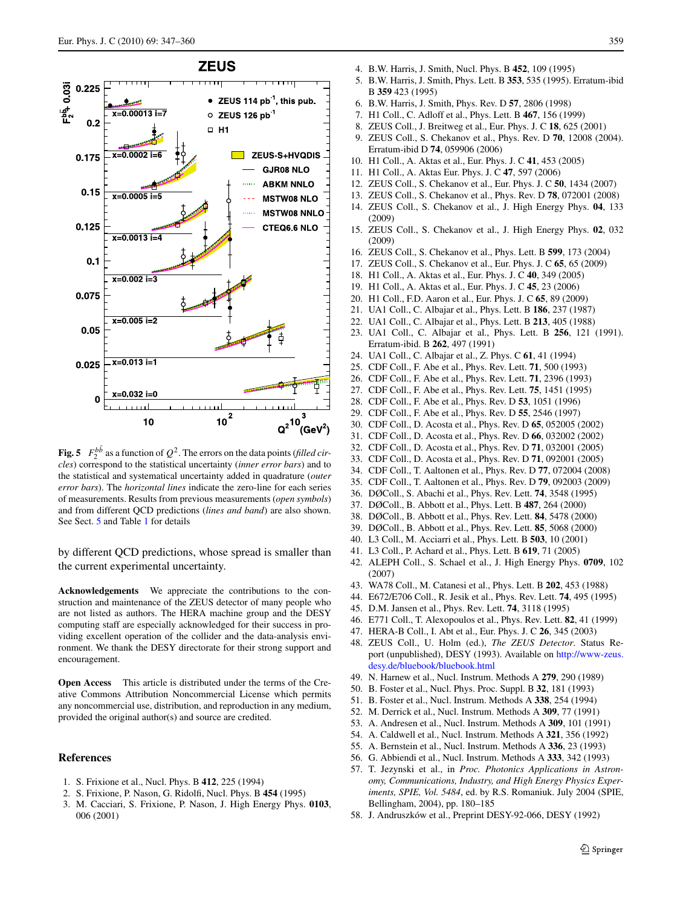**Fig. 5** $F_2^{b\bar{b}}$ as a function of $Q^2$. The errors on the data points (*filled circles*) correspond to the statistical uncertainty (*inner error bars*) and to the statistical and systematical uncertainty added in quadrature (*outer error bars*). The *horizontal lines* indicate the zero-line for each series of measurements. Results from previous measurements (*open symbols*) and from different QCD predictions (*lines and band*) are also shown. See Sect. 5 and Table 1 for details

by different QCD predictions, whose spread is smaller than the current experimental uncertainty.

**Acknowledgements** We appreciate the contributions to the construction and maintenance of the ZEUS detector of many people who are not listed as authors. The HERA machine group and the DESY computing staff are especially acknowledged for their success in providing excellent operation of the collider and the data-analysis environment. We thank the DESY directorate for their strong support and encouragement.

**Open Access** This article is distributed under the terms of the Creative Commons Attribution Noncommercial License which permits any noncommercial use, distribution, and reproduction in any medium, provided the original author(s) and source are credited.

## References

1. S. Frixione et al., Nucl. Phys. B **412**, 225 (1994)
2. S. Frixione, P. Nason, G. Ridolfi, Nucl. Phys. B **454** (1995)
3. M. Cacciari, S. Frixione, P. Nason, J. High Energy Phys. **0103**, 006 (2001)
4. B.W. Harris, J. Smith, Nucl. Phys. B **452**, 109 (1995)
5. B.W. Harris, J. Smith, Phys. Lett. B **353**, 535 (1995). Erratum-ibid B **359** 423 (1995)
6. B.W. Harris, J. Smith, Phys. Rev. D **57**, 2806 (1998)
7. H1 Coll., C. Adloff et al., Phys. Lett. B **467**, 156 (1999)
8. ZEUS Coll., J. Breitweg et al., Eur. Phys. J. C **18**, 625 (2001)
9. ZEUS Coll., S. Chekanov et al., Phys. Rev. D **70**, 12008 (2004). Erratum-ibid D **74**, 059906 (2006)
10. H1 Coll., A. Aktas et al., Eur. Phys. J. C **41**, 453 (2005)
11. H1 Coll., A. Aktas Eur. Phys. J. C **47**, 597 (2006)
12. ZEUS Coll., S. Chekanov et al., Eur. Phys. J. C **50**, 1434 (2007)
13. ZEUS Coll., S. Chekanov et al., Phys. Rev. D **78**, 072001 (2008)
14. ZEUS Coll., S. Chekanov et al., J. High Energy Phys. **04**, 133 (2009)
15. ZEUS Coll., S. Chekanov et al., J. High Energy Phys. **02**, 032 (2009)
16. ZEUS Coll., S. Chekanov et al., Phys. Lett. B **599**, 173 (2004)
17. ZEUS Coll., S. Chekanov et al., Eur. Phys. J. C **65**, 65 (2009)
18. H1 Coll., A. Aktas et al., Eur. Phys. J. C **40**, 349 (2005)
19. H1 Coll., A. Aktas et al., Eur. Phys. J. C **45**, 23 (2006)
20. H1 Coll., F.D. Aaron et al., Eur. Phys. J. C **65**, 89 (2009)
21. UA1 Coll., C. Albajar et al., Phys. Lett. B **186**, 237 (1987)
22. UA1 Coll., C. Albajar et al., Phys. Lett. B **213**, 405 (1988)
23. UA1 Coll., C. Albajar et al., Phys. Lett. B **256**, 121 (1991). Erratum-ibid. B **262**, 497 (1991)
24. UA1 Coll., C. Albajar et al., Z. Phys. C **61**, 41 (1994)
25. CDF Coll., F. Abe et al., Phys. Rev. Lett. **71**, 500 (1993)
26. CDF Coll., F. Abe et al., Phys. Rev. Lett. **71**, 2396 (1993)
27. CDF Coll., F. Abe et al., Phys. Rev. Lett. **75**, 1451 (1995)
28. CDF Coll., F. Abe et al., Phys. Rev. D **53**, 1051 (1996)
29. CDF Coll., F. Abe et al., Phys. Rev. D **55**, 2546 (1997)
30. CDF Coll., D. Acosta et al., Phys. Rev. D **65**, 052005 (2002)
31. CDF Coll., D. Acosta et al., Phys. Rev. D **66**, 032002 (2002)
32. CDF Coll., D. Acosta et al., Phys. Rev. D **71**, 032001 (2005)
33. CDF Coll., D. Acosta et al., Phys. Rev. D **71**, 092001 (2005)
34. CDF Coll., T. Aaltonen et al., Phys. Rev. D **77**, 072004 (2008)
35. CDF Coll., T. Aaltonen et al., Phys. Rev. D **79**, 092003 (2009)
36. DØColl., S. Abachi et al., Phys. Rev. Lett. **74**, 3548 (1995)
37. DØColl., B. Abbott et al., Phys. Lett. B **487**, 264 (2000)
38. DØColl., B. Abbott et al., Phys. Rev. Lett. **84**, 5478 (2000)
39. DØColl., B. Abbott et al., Phys. Rev. Lett. **85**, 5068 (2000)
40. L3 Coll., M. Acciarri et al., Phys. Lett. B **503**, 10 (2001)
41. L3 Coll., P. Achard et al., Phys. Lett. B **619**, 71 (2005)
42. ALEPH Coll., S. Schael et al., J. High Energy Phys. **0709**, 102 (2007)
43. WA78 Coll., M. Catanesi et al., Phys. Lett. B **202**, 453 (1988)
44. E672/E706 Coll., R. Jesik et al., Phys. Rev. Lett. **74**, 495 (1995)
45. D.M. Jansen et al., Phys. Rev. Lett. **74**, 3118 (1995)
46. E771 Coll., T. Alexopoulos et al., Phys. Rev. Lett. **82**, 41 (1999)
47. HERA-B Coll., I. Abt et al., Eur. Phys. J. C **26**, 345 (2003)
48. ZEUS Coll., U. Holm (ed.), *The ZEUS Detector*. Status Report (unpublished), DESY (1993). Available on http://www-zeus.desy.de/bluebook/bluebook.html
49. N. Harnew et al., Nucl. Instrum. Methods A **279**, 290 (1989)
50. B. Foster et al., Nucl. Phys. Proc. Suppl. B **32**, 181 (1993)
51. B. Foster et al., Nucl. Instrum. Methods A **338**, 254 (1994)
52. M. Derrick et al., Nucl. Instrum. Methods A **309**, 77 (1991)
53. A. Andresen et al., Nucl. Instrum. Methods A **309**, 101 (1991)
54. A. Caldwell et al., Nucl. Instrum. Methods A **321**, 356 (1992)
55. A. Bernstein et al., Nucl. Instrum. Methods A **336**, 23 (1993)
56. G. Abbiendi et al., Nucl. Instrum. Methods A **333**, 342 (1993)
57. T. Jezynski et al., in *Proc. Photonics Applications in Astronomy, Communications, Industry, and High Energy Physics Experiments, SPIE, Vol. 5484*, ed. by R.S. Romaniuk. July 2004 (SPIE, Bellingham, 2004), pp. 180–185
58. J. Andruszków et al., Preprint DESY-92-066, DESY (1992)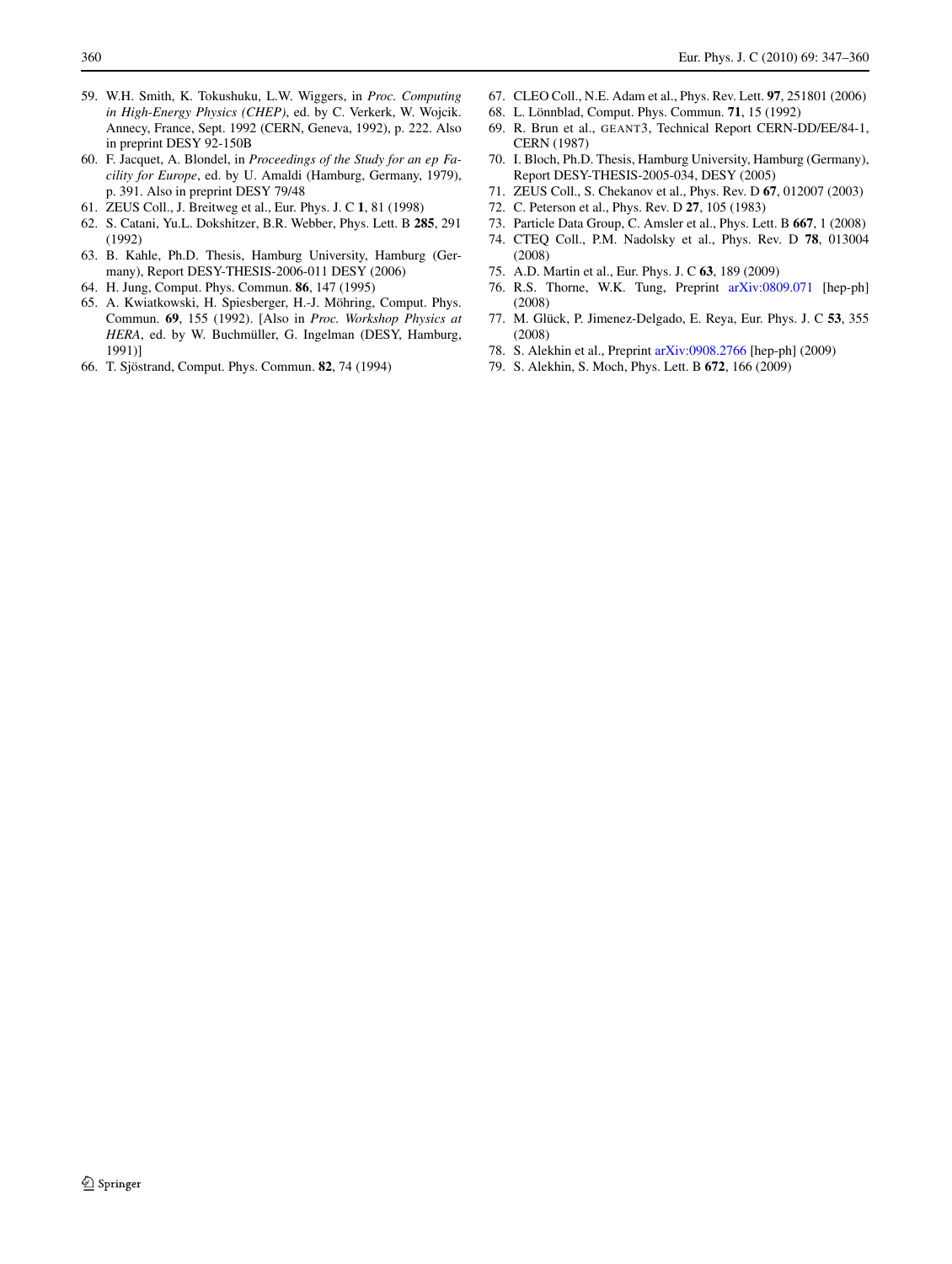59. W.H. Smith, K. Tokushuku, L.W. Wiggers, in *Proc. Computing in High-Energy Physics (CHEP)*, ed. by C. Verkerk, W. Wojcik. Annecy, France, Sept. 1992 (CERN, Geneva, 1992), p. 222. Also in preprint DESY 92-150B
60. F. Jacquet, A. Blondel, in *Proceedings of the Study for an ep Facility for Europe*, ed. by U. Amaldi (Hamburg, Germany, 1979), p. 391. Also in preprint DESY 79/48
61. ZEUS Coll., J. Breitweg et al., Eur. Phys. J. C **1**, 81 (1998)
62. S. Catani, Yu.L. Dokshitzer, B.R. Webber, Phys. Lett. B **285**, 291 (1992)
63. B. Kahle, Ph.D. Thesis, Hamburg University, Hamburg (Germany), Report DESY-THESIS-2006-011 DESY (2006)
64. H. Jung, Comput. Phys. Commun. **86**, 147 (1995)
65. A. Kwiatkowski, H. Spiesberger, H.-J. Möhring, Comput. Phys. Commun. **69**, 155 (1992). [Also in *Proc. Workshop Physics at HERA*, ed. by W. Buchmüller, G. Ingelman (DESY, Hamburg, 1991)]
66. T. Sjöstrand, Comput. Phys. Commun. **82**, 74 (1994)
67. CLEO Coll., N.E. Adam et al., Phys. Rev. Lett. **97**, 251801 (2006)
68. L. Lönnblad, Comput. Phys. Commun. **71**, 15 (1992)
69. R. Brun et al., GEANT3, Technical Report CERN-DD/EE/84-1, CERN (1987)
70. I. Bloch, Ph.D. Thesis, Hamburg University, Hamburg (Germany), Report DESY-THESIS-2005-034, DESY (2005)
71. ZEUS Coll., S. Chekanov et al., Phys. Rev. D **67**, 012007 (2003)
72. C. Peterson et al., Phys. Rev. D **27**, 105 (1983)
73. Particle Data Group, C. Amsler et al., Phys. Lett. B **667**, 1 (2008)
74. CTEQ Coll., P.M. Nadolsky et al., Phys. Rev. D **78**, 013004 (2008)
75. A.D. Martin et al., Eur. Phys. J. C **63**, 189 (2009)
76. R.S. Thorne, W.K. Tung, Preprint arXiv:0809.071 [hep-ph] (2008)
77. M. Glück, P. Jimenez-Delgado, E. Reya, Eur. Phys. J. C **53**, 355 (2008)
78. S. Alekhin et al., Preprint arXiv:0908.2766 [hep-ph] (2009)
79. S. Alekhin, S. Moch, Phys. Lett. B **672**, 166 (2009)